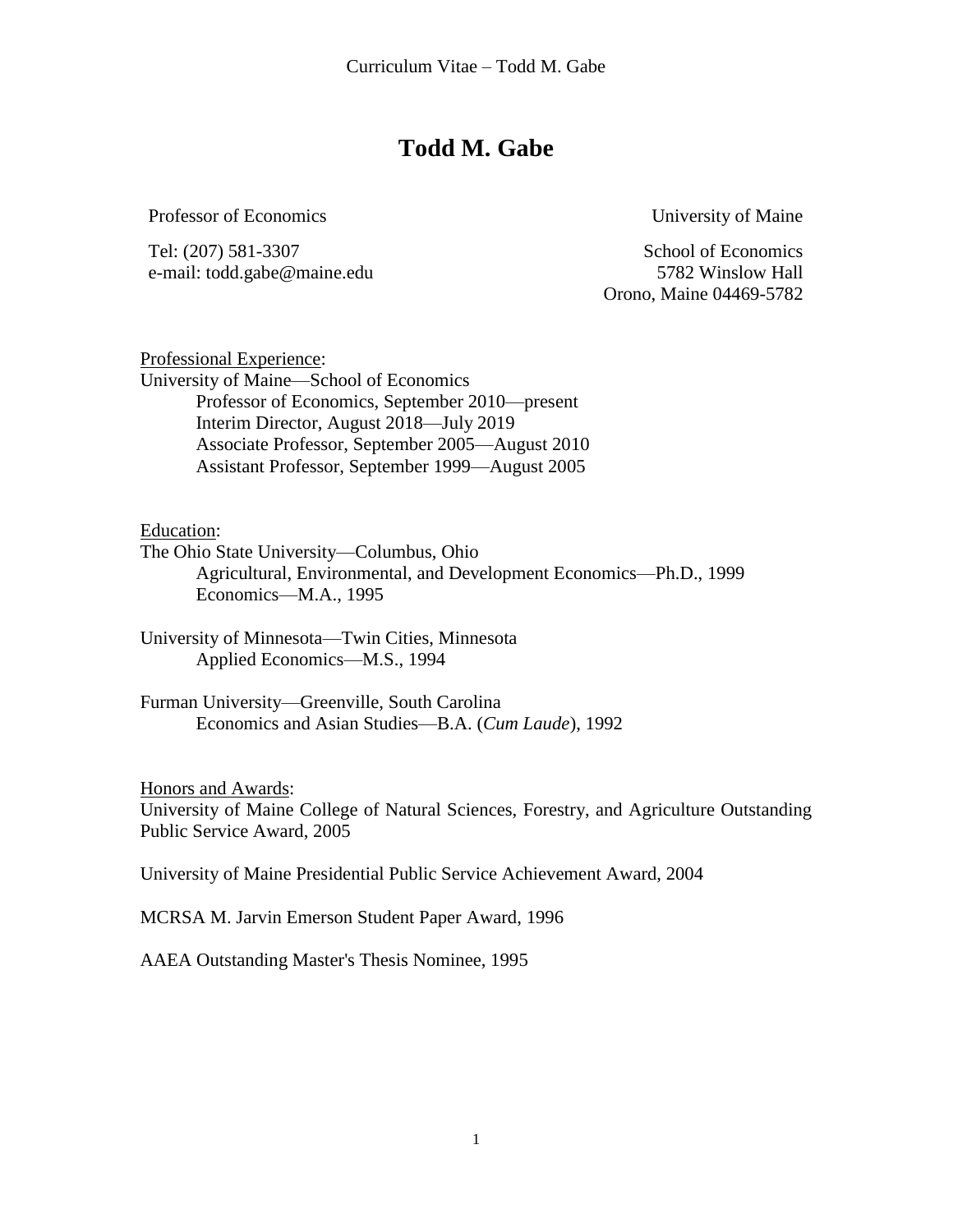# Todd M. Gabe

Professor of Economics

University of Maine

Tel: (207) 581-3307
e-mail: todd.gabe@maine.edu

School of Economics
5782 Winslow Hall
Orono, Maine 04469-5782

## Professional Experience:

University of Maine—School of Economics
- Professor of Economics, September 2010—present
- Interim Director, August 2018—July 2019
- Associate Professor, September 2005—August 2010
- Assistant Professor, September 1999—August 2005

## Education:

The Ohio State University—Columbus, Ohio
- Agricultural, Environmental, and Development Economics—Ph.D., 1999
- Economics—M.A., 1995

University of Minnesota—Twin Cities, Minnesota
- Applied Economics—M.S., 1994

Furman University—Greenville, South Carolina
- Economics and Asian Studies—B.A. (*Cum Laude*), 1992

## Honors and Awards:

University of Maine College of Natural Sciences, Forestry, and Agriculture Outstanding Public Service Award, 2005

University of Maine Presidential Public Service Achievement Award, 2004

MCRSA M. Jarvin Emerson Student Paper Award, 1996

AAEA Outstanding Master's Thesis Nominee, 1995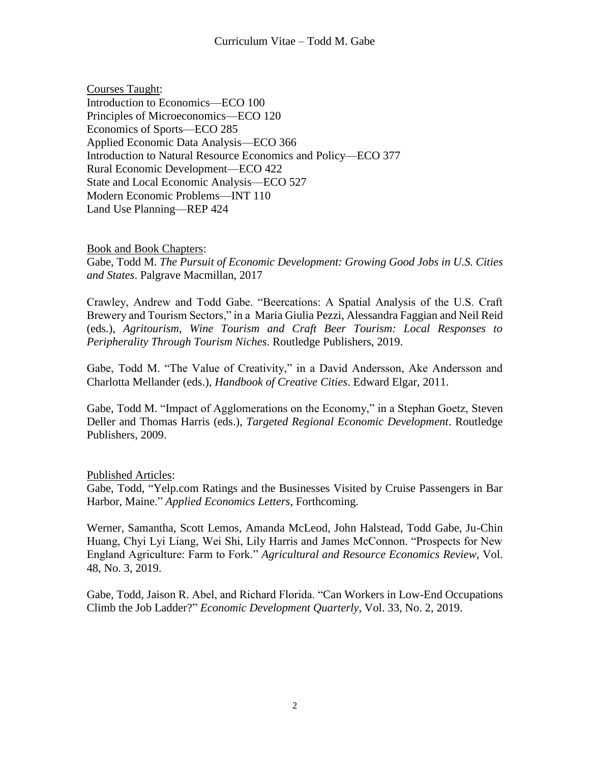Courses Taught:
Introduction to Economics—ECO 100
Principles of Microeconomics—ECO 120
Economics of Sports—ECO 285
Applied Economic Data Analysis—ECO 366
Introduction to Natural Resource Economics and Policy—ECO 377
Rural Economic Development—ECO 422
State and Local Economic Analysis—ECO 527
Modern Economic Problems—INT 110
Land Use Planning—REP 424

Book and Book Chapters:
Gabe, Todd M. *The Pursuit of Economic Development: Growing Good Jobs in U.S. Cities and States*. Palgrave Macmillan, 2017

Crawley, Andrew and Todd Gabe. "Beercations: A Spatial Analysis of the U.S. Craft Brewery and Tourism Sectors," in a Maria Giulia Pezzi, Alessandra Faggian and Neil Reid (eds.), *Agritourism, Wine Tourism and Craft Beer Tourism: Local Responses to Peripherality Through Tourism Niches*. Routledge Publishers, 2019.

Gabe, Todd M. "The Value of Creativity," in a David Andersson, Ake Andersson and Charlotta Mellander (eds.), *Handbook of Creative Cities*. Edward Elgar, 2011.

Gabe, Todd M. "Impact of Agglomerations on the Economy," in a Stephan Goetz, Steven Deller and Thomas Harris (eds.), *Targeted Regional Economic Development*. Routledge Publishers, 2009.

Published Articles:
Gabe, Todd, "Yelp.com Ratings and the Businesses Visited by Cruise Passengers in Bar Harbor, Maine." *Applied Economics Letters*, Forthcoming.

Werner, Samantha, Scott Lemos, Amanda McLeod, John Halstead, Todd Gabe, Ju-Chin Huang, Chyi Lyi Liang, Wei Shi, Lily Harris and James McConnon. "Prospects for New England Agriculture: Farm to Fork." *Agricultural and Resource Economics Review*, Vol. 48, No. 3, 2019.

Gabe, Todd, Jaison R. Abel, and Richard Florida. "Can Workers in Low-End Occupations Climb the Job Ladder?" *Economic Development Quarterly*, Vol. 33, No. 2, 2019.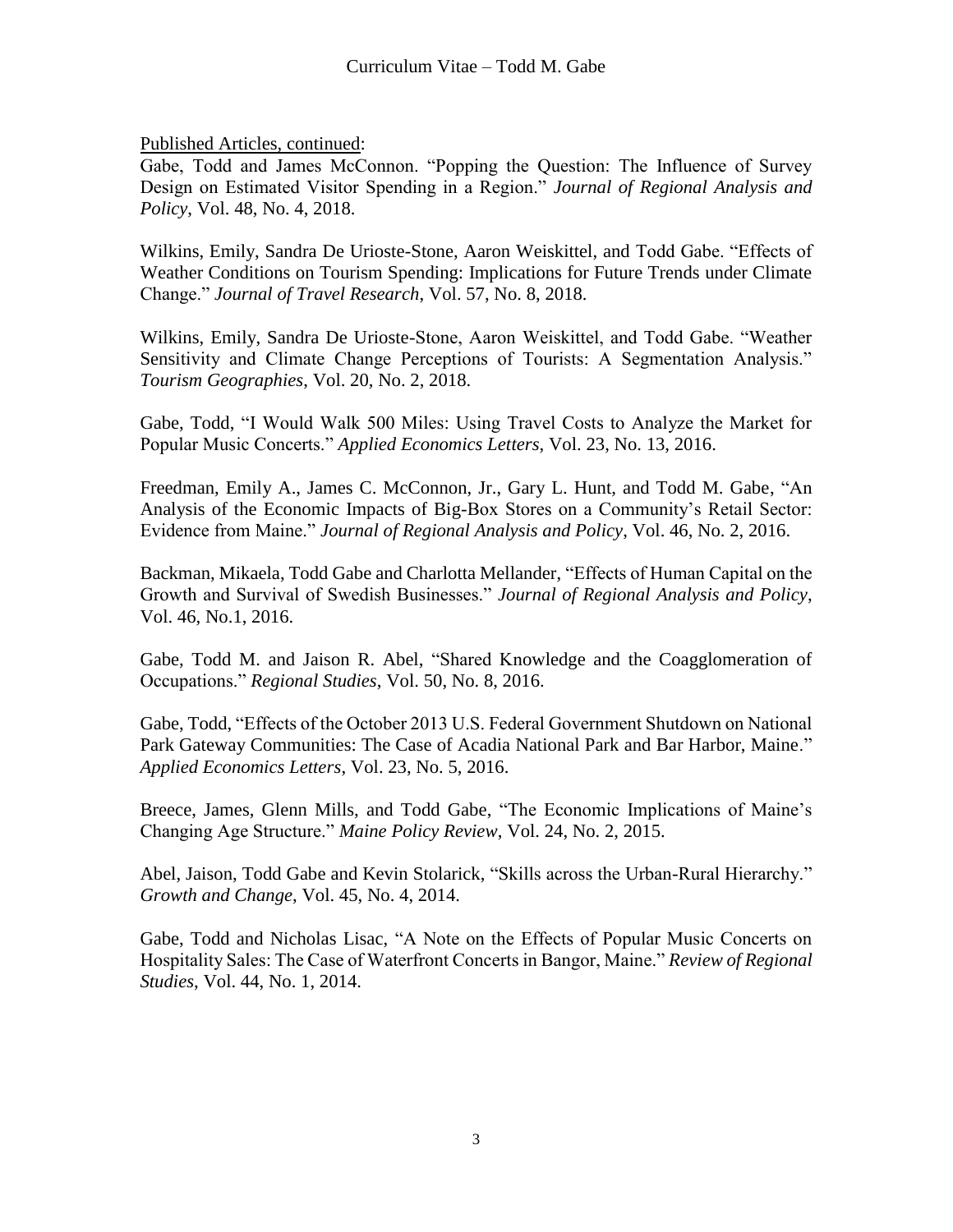<u>Published Articles, continued</u>:

Gabe, Todd and James McConnon. "Popping the Question: The Influence of Survey Design on Estimated Visitor Spending in a Region." *Journal of Regional Analysis and Policy*, Vol. 48, No. 4, 2018.

Wilkins, Emily, Sandra De Urioste-Stone, Aaron Weiskittel, and Todd Gabe. "Effects of Weather Conditions on Tourism Spending: Implications for Future Trends under Climate Change." *Journal of Travel Research*, Vol. 57, No. 8, 2018.

Wilkins, Emily, Sandra De Urioste-Stone, Aaron Weiskittel, and Todd Gabe. "Weather Sensitivity and Climate Change Perceptions of Tourists: A Segmentation Analysis." *Tourism Geographies*, Vol. 20, No. 2, 2018.

Gabe, Todd, "I Would Walk 500 Miles: Using Travel Costs to Analyze the Market for Popular Music Concerts." *Applied Economics Letters*, Vol. 23, No. 13, 2016.

Freedman, Emily A., James C. McConnon, Jr., Gary L. Hunt, and Todd M. Gabe, "An Analysis of the Economic Impacts of Big-Box Stores on a Community's Retail Sector: Evidence from Maine." *Journal of Regional Analysis and Policy*, Vol. 46, No. 2, 2016.

Backman, Mikaela, Todd Gabe and Charlotta Mellander, "Effects of Human Capital on the Growth and Survival of Swedish Businesses." *Journal of Regional Analysis and Policy*, Vol. 46, No.1, 2016.

Gabe, Todd M. and Jaison R. Abel, "Shared Knowledge and the Coagglomeration of Occupations." *Regional Studies*, Vol. 50, No. 8, 2016.

Gabe, Todd, "Effects of the October 2013 U.S. Federal Government Shutdown on National Park Gateway Communities: The Case of Acadia National Park and Bar Harbor, Maine." *Applied Economics Letters*, Vol. 23, No. 5, 2016.

Breece, James, Glenn Mills, and Todd Gabe, "The Economic Implications of Maine's Changing Age Structure." *Maine Policy Review*, Vol. 24, No. 2, 2015.

Abel, Jaison, Todd Gabe and Kevin Stolarick, "Skills across the Urban-Rural Hierarchy." *Growth and Change*, Vol. 45, No. 4, 2014.

Gabe, Todd and Nicholas Lisac, "A Note on the Effects of Popular Music Concerts on Hospitality Sales: The Case of Waterfront Concerts in Bangor, Maine." *Review of Regional Studies*, Vol. 44, No. 1, 2014.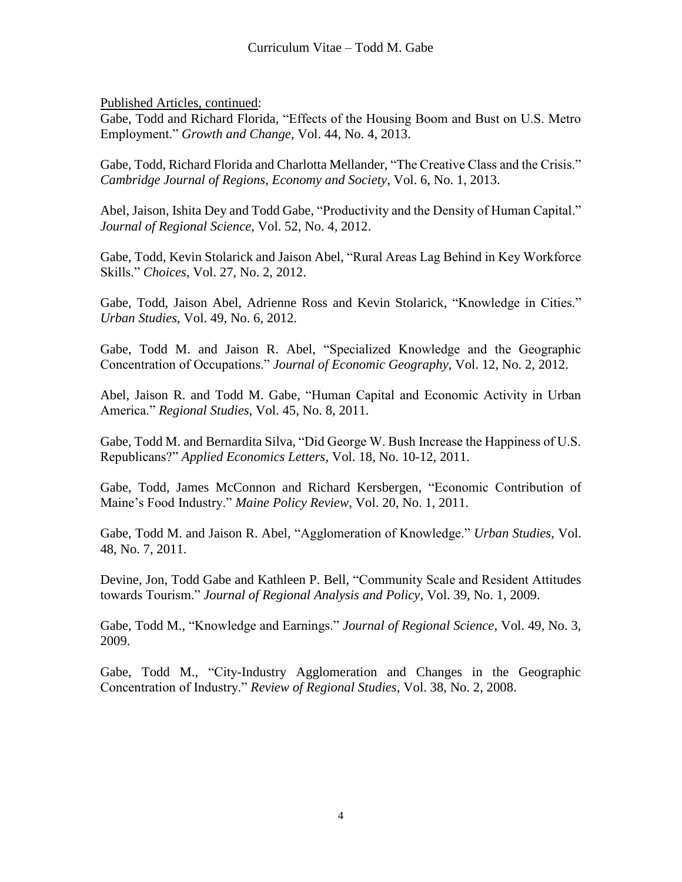<u>Published Articles, continued</u>:

Gabe, Todd and Richard Florida, "Effects of the Housing Boom and Bust on U.S. Metro Employment." *Growth and Change*, Vol. 44, No. 4, 2013.

Gabe, Todd, Richard Florida and Charlotta Mellander, "The Creative Class and the Crisis." *Cambridge Journal of Regions, Economy and Society*, Vol. 6, No. 1, 2013.

Abel, Jaison, Ishita Dey and Todd Gabe, "Productivity and the Density of Human Capital." *Journal of Regional Science*, Vol. 52, No. 4, 2012.

Gabe, Todd, Kevin Stolarick and Jaison Abel, "Rural Areas Lag Behind in Key Workforce Skills." *Choices*, Vol. 27, No. 2, 2012.

Gabe, Todd, Jaison Abel, Adrienne Ross and Kevin Stolarick, "Knowledge in Cities." *Urban Studies*, Vol. 49, No. 6, 2012.

Gabe, Todd M. and Jaison R. Abel, "Specialized Knowledge and the Geographic Concentration of Occupations." *Journal of Economic Geography*, Vol. 12, No. 2, 2012.

Abel, Jaison R. and Todd M. Gabe, "Human Capital and Economic Activity in Urban America." *Regional Studies*, Vol. 45, No. 8, 2011.

Gabe, Todd M. and Bernardita Silva, "Did George W. Bush Increase the Happiness of U.S. Republicans?" *Applied Economics Letters*, Vol. 18, No. 10-12, 2011.

Gabe, Todd, James McConnon and Richard Kersbergen, "Economic Contribution of Maine's Food Industry." *Maine Policy Review*, Vol. 20, No. 1, 2011.

Gabe, Todd M. and Jaison R. Abel, "Agglomeration of Knowledge." *Urban Studies*, Vol. 48, No. 7, 2011.

Devine, Jon, Todd Gabe and Kathleen P. Bell, "Community Scale and Resident Attitudes towards Tourism." *Journal of Regional Analysis and Policy*, Vol. 39, No. 1, 2009.

Gabe, Todd M., "Knowledge and Earnings." *Journal of Regional Science*, Vol. 49, No. 3, 2009.

Gabe, Todd M., "City-Industry Agglomeration and Changes in the Geographic Concentration of Industry." *Review of Regional Studies*, Vol. 38, No. 2, 2008.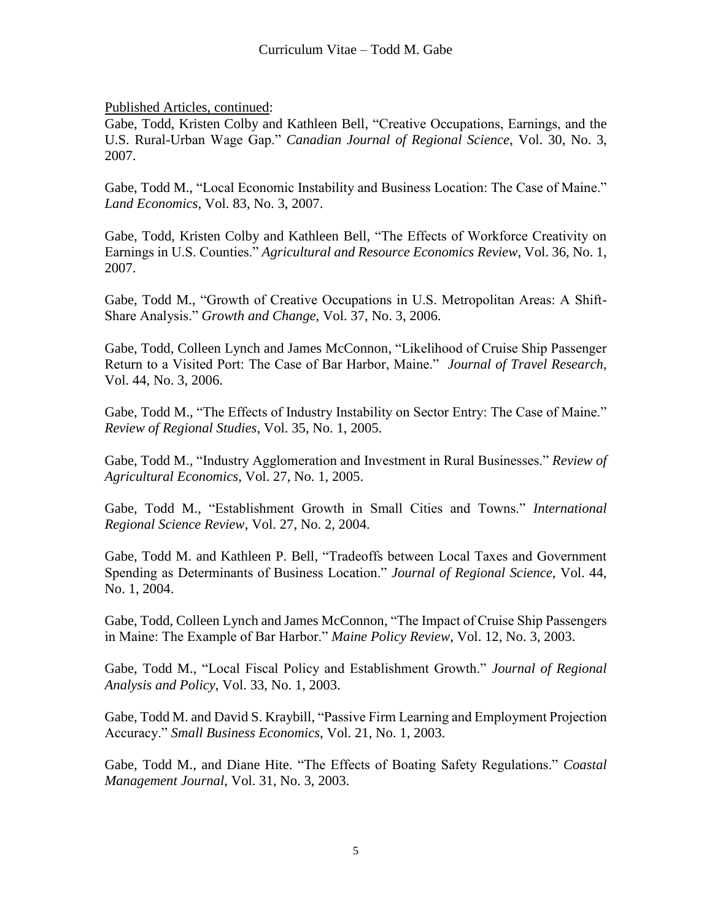Published Articles, continued:

Gabe, Todd, Kristen Colby and Kathleen Bell, "Creative Occupations, Earnings, and the U.S. Rural-Urban Wage Gap." *Canadian Journal of Regional Science*, Vol. 30, No. 3, 2007.

Gabe, Todd M., "Local Economic Instability and Business Location: The Case of Maine." *Land Economics*, Vol. 83, No. 3, 2007.

Gabe, Todd, Kristen Colby and Kathleen Bell, "The Effects of Workforce Creativity on Earnings in U.S. Counties." *Agricultural and Resource Economics Review*, Vol. 36, No. 1, 2007.

Gabe, Todd M., "Growth of Creative Occupations in U.S. Metropolitan Areas: A Shift-Share Analysis." *Growth and Change*, Vol. 37, No. 3, 2006.

Gabe, Todd, Colleen Lynch and James McConnon, "Likelihood of Cruise Ship Passenger Return to a Visited Port: The Case of Bar Harbor, Maine." *Journal of Travel Research*, Vol. 44, No. 3, 2006.

Gabe, Todd M., "The Effects of Industry Instability on Sector Entry: The Case of Maine." *Review of Regional Studies*, Vol. 35, No. 1, 2005.

Gabe, Todd M., "Industry Agglomeration and Investment in Rural Businesses." *Review of Agricultural Economics*, Vol. 27, No. 1, 2005.

Gabe, Todd M., "Establishment Growth in Small Cities and Towns." *International Regional Science Review*, Vol. 27, No. 2, 2004.

Gabe, Todd M. and Kathleen P. Bell, "Tradeoffs between Local Taxes and Government Spending as Determinants of Business Location." *Journal of Regional Science*, Vol. 44, No. 1, 2004.

Gabe, Todd, Colleen Lynch and James McConnon, "The Impact of Cruise Ship Passengers in Maine: The Example of Bar Harbor." *Maine Policy Review*, Vol. 12, No. 3, 2003.

Gabe, Todd M., "Local Fiscal Policy and Establishment Growth." *Journal of Regional Analysis and Policy*, Vol. 33, No. 1, 2003.

Gabe, Todd M. and David S. Kraybill, "Passive Firm Learning and Employment Projection Accuracy." *Small Business Economics*, Vol. 21, No. 1, 2003.

Gabe, Todd M., and Diane Hite. "The Effects of Boating Safety Regulations." *Coastal Management Journal*, Vol. 31, No. 3, 2003.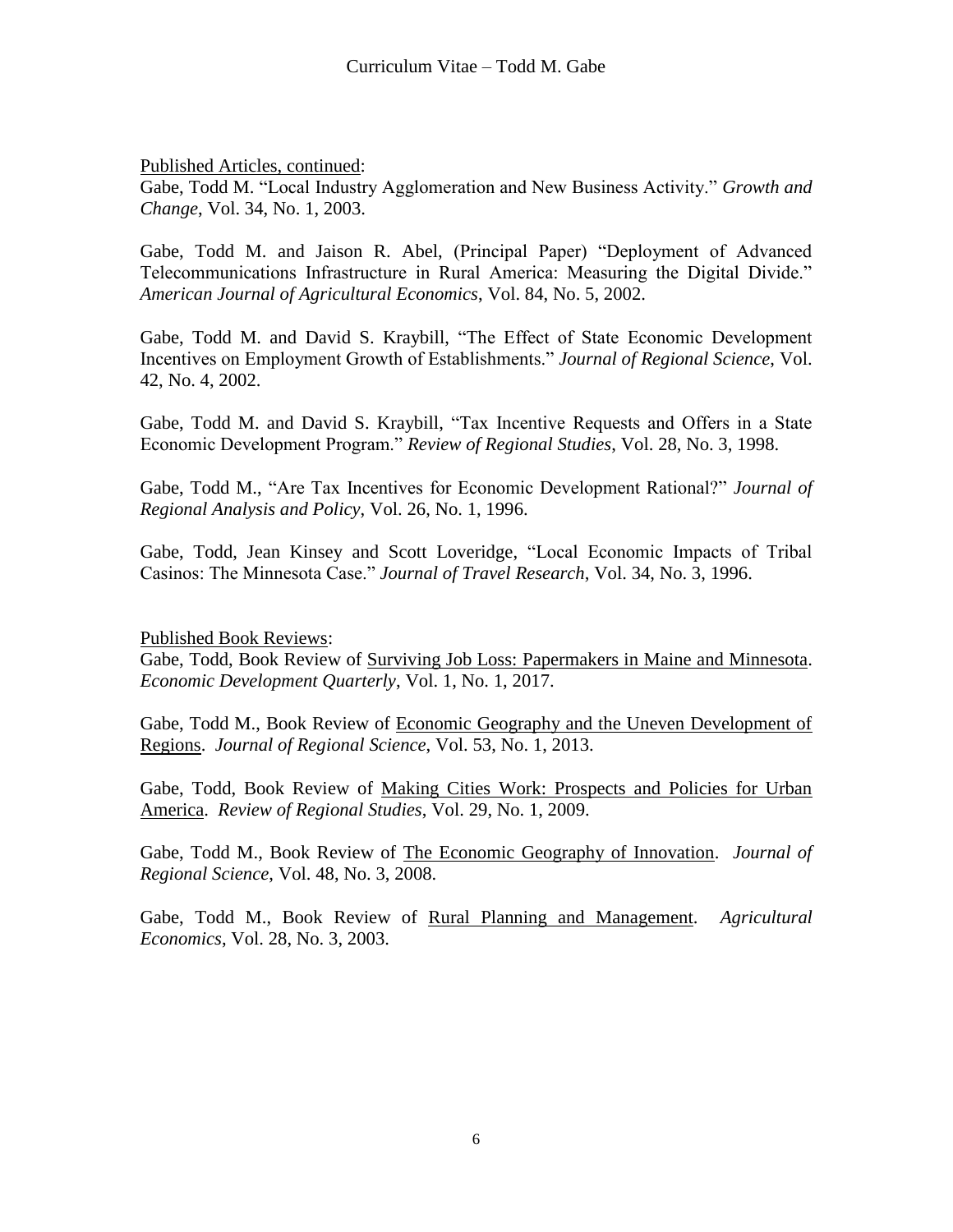Published Articles, continued:

Gabe, Todd M. "Local Industry Agglomeration and New Business Activity." *Growth and Change*, Vol. 34, No. 1, 2003.

Gabe, Todd M. and Jaison R. Abel, (Principal Paper) "Deployment of Advanced Telecommunications Infrastructure in Rural America: Measuring the Digital Divide." *American Journal of Agricultural Economics*, Vol. 84, No. 5, 2002.

Gabe, Todd M. and David S. Kraybill, "The Effect of State Economic Development Incentives on Employment Growth of Establishments." *Journal of Regional Science*, Vol. 42, No. 4, 2002.

Gabe, Todd M. and David S. Kraybill, "Tax Incentive Requests and Offers in a State Economic Development Program." *Review of Regional Studies*, Vol. 28, No. 3, 1998.

Gabe, Todd M., "Are Tax Incentives for Economic Development Rational?" *Journal of Regional Analysis and Policy*, Vol. 26, No. 1, 1996.

Gabe, Todd, Jean Kinsey and Scott Loveridge, "Local Economic Impacts of Tribal Casinos: The Minnesota Case." *Journal of Travel Research*, Vol. 34, No. 3, 1996.

Published Book Reviews:

Gabe, Todd, Book Review of Surviving Job Loss: Papermakers in Maine and Minnesota. *Economic Development Quarterly*, Vol. 1, No. 1, 2017.

Gabe, Todd M., Book Review of Economic Geography and the Uneven Development of Regions. *Journal of Regional Science*, Vol. 53, No. 1, 2013.

Gabe, Todd, Book Review of Making Cities Work: Prospects and Policies for Urban America. *Review of Regional Studies*, Vol. 29, No. 1, 2009.

Gabe, Todd M., Book Review of The Economic Geography of Innovation. *Journal of Regional Science*, Vol. 48, No. 3, 2008.

Gabe, Todd M., Book Review of Rural Planning and Management. *Agricultural Economics*, Vol. 28, No. 3, 2003.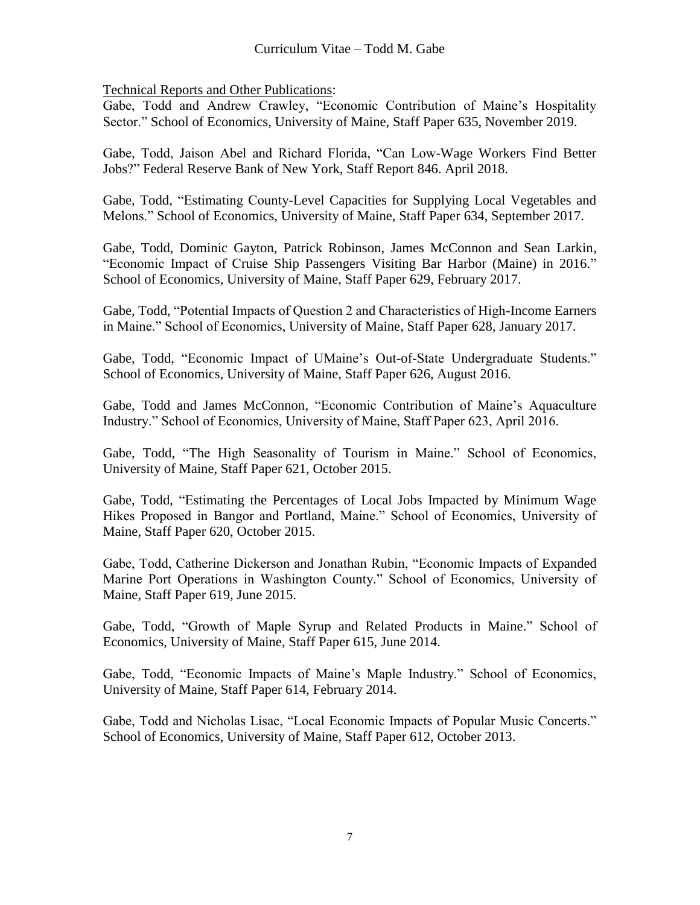<u>Technical Reports and Other Publications</u>:

Gabe, Todd and Andrew Crawley, "Economic Contribution of Maine's Hospitality Sector." School of Economics, University of Maine, Staff Paper 635, November 2019.

Gabe, Todd, Jaison Abel and Richard Florida, "Can Low-Wage Workers Find Better Jobs?" Federal Reserve Bank of New York, Staff Report 846. April 2018.

Gabe, Todd, "Estimating County-Level Capacities for Supplying Local Vegetables and Melons." School of Economics, University of Maine, Staff Paper 634, September 2017.

Gabe, Todd, Dominic Gayton, Patrick Robinson, James McConnon and Sean Larkin, "Economic Impact of Cruise Ship Passengers Visiting Bar Harbor (Maine) in 2016." School of Economics, University of Maine, Staff Paper 629, February 2017.

Gabe, Todd, "Potential Impacts of Question 2 and Characteristics of High-Income Earners in Maine." School of Economics, University of Maine, Staff Paper 628, January 2017.

Gabe, Todd, "Economic Impact of UMaine's Out-of-State Undergraduate Students." School of Economics, University of Maine, Staff Paper 626, August 2016.

Gabe, Todd and James McConnon, "Economic Contribution of Maine's Aquaculture Industry." School of Economics, University of Maine, Staff Paper 623, April 2016.

Gabe, Todd, "The High Seasonality of Tourism in Maine." School of Economics, University of Maine, Staff Paper 621, October 2015.

Gabe, Todd, "Estimating the Percentages of Local Jobs Impacted by Minimum Wage Hikes Proposed in Bangor and Portland, Maine." School of Economics, University of Maine, Staff Paper 620, October 2015.

Gabe, Todd, Catherine Dickerson and Jonathan Rubin, "Economic Impacts of Expanded Marine Port Operations in Washington County." School of Economics, University of Maine, Staff Paper 619, June 2015.

Gabe, Todd, "Growth of Maple Syrup and Related Products in Maine." School of Economics, University of Maine, Staff Paper 615, June 2014.

Gabe, Todd, "Economic Impacts of Maine's Maple Industry." School of Economics, University of Maine, Staff Paper 614, February 2014.

Gabe, Todd and Nicholas Lisac, "Local Economic Impacts of Popular Music Concerts." School of Economics, University of Maine, Staff Paper 612, October 2013.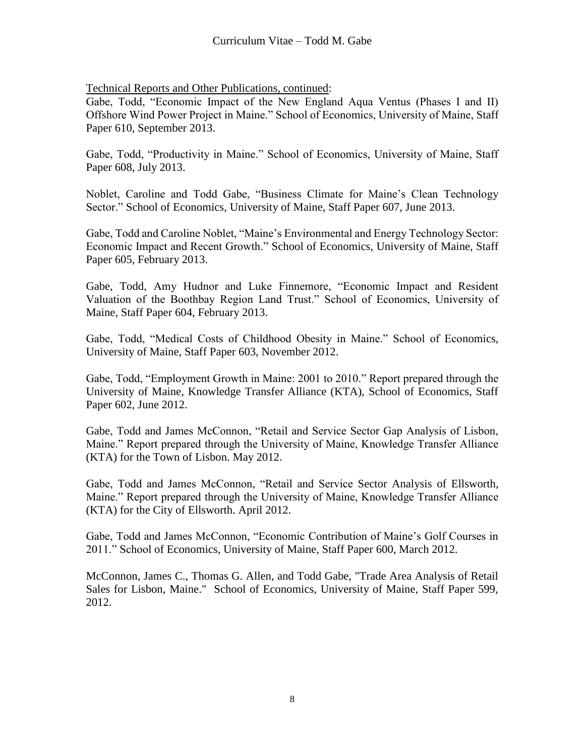<u>Technical Reports and Other Publications, continued</u>:

Gabe, Todd, "Economic Impact of the New England Aqua Ventus (Phases I and II) Offshore Wind Power Project in Maine." School of Economics, University of Maine, Staff Paper 610, September 2013.

Gabe, Todd, "Productivity in Maine." School of Economics, University of Maine, Staff Paper 608, July 2013.

Noblet, Caroline and Todd Gabe, "Business Climate for Maine's Clean Technology Sector." School of Economics, University of Maine, Staff Paper 607, June 2013.

Gabe, Todd and Caroline Noblet, "Maine's Environmental and Energy Technology Sector: Economic Impact and Recent Growth." School of Economics, University of Maine, Staff Paper 605, February 2013.

Gabe, Todd, Amy Hudnor and Luke Finnemore, "Economic Impact and Resident Valuation of the Boothbay Region Land Trust." School of Economics, University of Maine, Staff Paper 604, February 2013.

Gabe, Todd, "Medical Costs of Childhood Obesity in Maine." School of Economics, University of Maine, Staff Paper 603, November 2012.

Gabe, Todd, "Employment Growth in Maine: 2001 to 2010." Report prepared through the University of Maine, Knowledge Transfer Alliance (KTA), School of Economics, Staff Paper 602, June 2012.

Gabe, Todd and James McConnon, "Retail and Service Sector Gap Analysis of Lisbon, Maine." Report prepared through the University of Maine, Knowledge Transfer Alliance (KTA) for the Town of Lisbon. May 2012.

Gabe, Todd and James McConnon, "Retail and Service Sector Analysis of Ellsworth, Maine." Report prepared through the University of Maine, Knowledge Transfer Alliance (KTA) for the City of Ellsworth. April 2012.

Gabe, Todd and James McConnon, "Economic Contribution of Maine's Golf Courses in 2011." School of Economics, University of Maine, Staff Paper 600, March 2012.

McConnon, James C., Thomas G. Allen, and Todd Gabe, "Trade Area Analysis of Retail Sales for Lisbon, Maine." School of Economics, University of Maine, Staff Paper 599, 2012.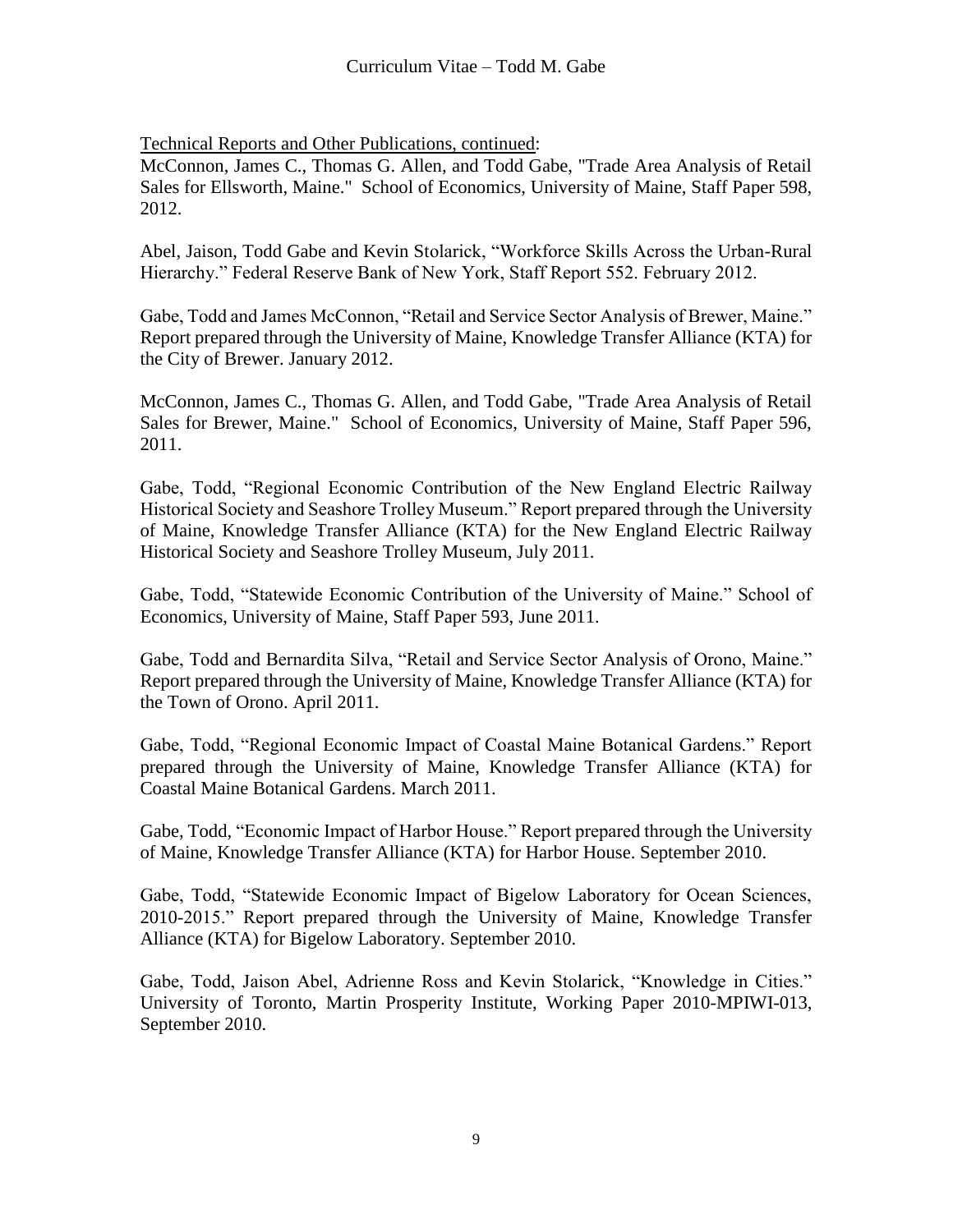<u>Technical Reports and Other Publications, continued</u>:

McConnon, James C., Thomas G. Allen, and Todd Gabe, "Trade Area Analysis of Retail Sales for Ellsworth, Maine." School of Economics, University of Maine, Staff Paper 598, 2012.

Abel, Jaison, Todd Gabe and Kevin Stolarick, "Workforce Skills Across the Urban-Rural Hierarchy." Federal Reserve Bank of New York, Staff Report 552. February 2012.

Gabe, Todd and James McConnon, "Retail and Service Sector Analysis of Brewer, Maine." Report prepared through the University of Maine, Knowledge Transfer Alliance (KTA) for the City of Brewer. January 2012.

McConnon, James C., Thomas G. Allen, and Todd Gabe, "Trade Area Analysis of Retail Sales for Brewer, Maine." School of Economics, University of Maine, Staff Paper 596, 2011.

Gabe, Todd, "Regional Economic Contribution of the New England Electric Railway Historical Society and Seashore Trolley Museum." Report prepared through the University of Maine, Knowledge Transfer Alliance (KTA) for the New England Electric Railway Historical Society and Seashore Trolley Museum, July 2011.

Gabe, Todd, "Statewide Economic Contribution of the University of Maine." School of Economics, University of Maine, Staff Paper 593, June 2011.

Gabe, Todd and Bernardita Silva, "Retail and Service Sector Analysis of Orono, Maine." Report prepared through the University of Maine, Knowledge Transfer Alliance (KTA) for the Town of Orono. April 2011.

Gabe, Todd, "Regional Economic Impact of Coastal Maine Botanical Gardens." Report prepared through the University of Maine, Knowledge Transfer Alliance (KTA) for Coastal Maine Botanical Gardens. March 2011.

Gabe, Todd, "Economic Impact of Harbor House." Report prepared through the University of Maine, Knowledge Transfer Alliance (KTA) for Harbor House. September 2010.

Gabe, Todd, "Statewide Economic Impact of Bigelow Laboratory for Ocean Sciences, 2010-2015." Report prepared through the University of Maine, Knowledge Transfer Alliance (KTA) for Bigelow Laboratory. September 2010.

Gabe, Todd, Jaison Abel, Adrienne Ross and Kevin Stolarick, "Knowledge in Cities." University of Toronto, Martin Prosperity Institute, Working Paper 2010-MPIWI-013, September 2010.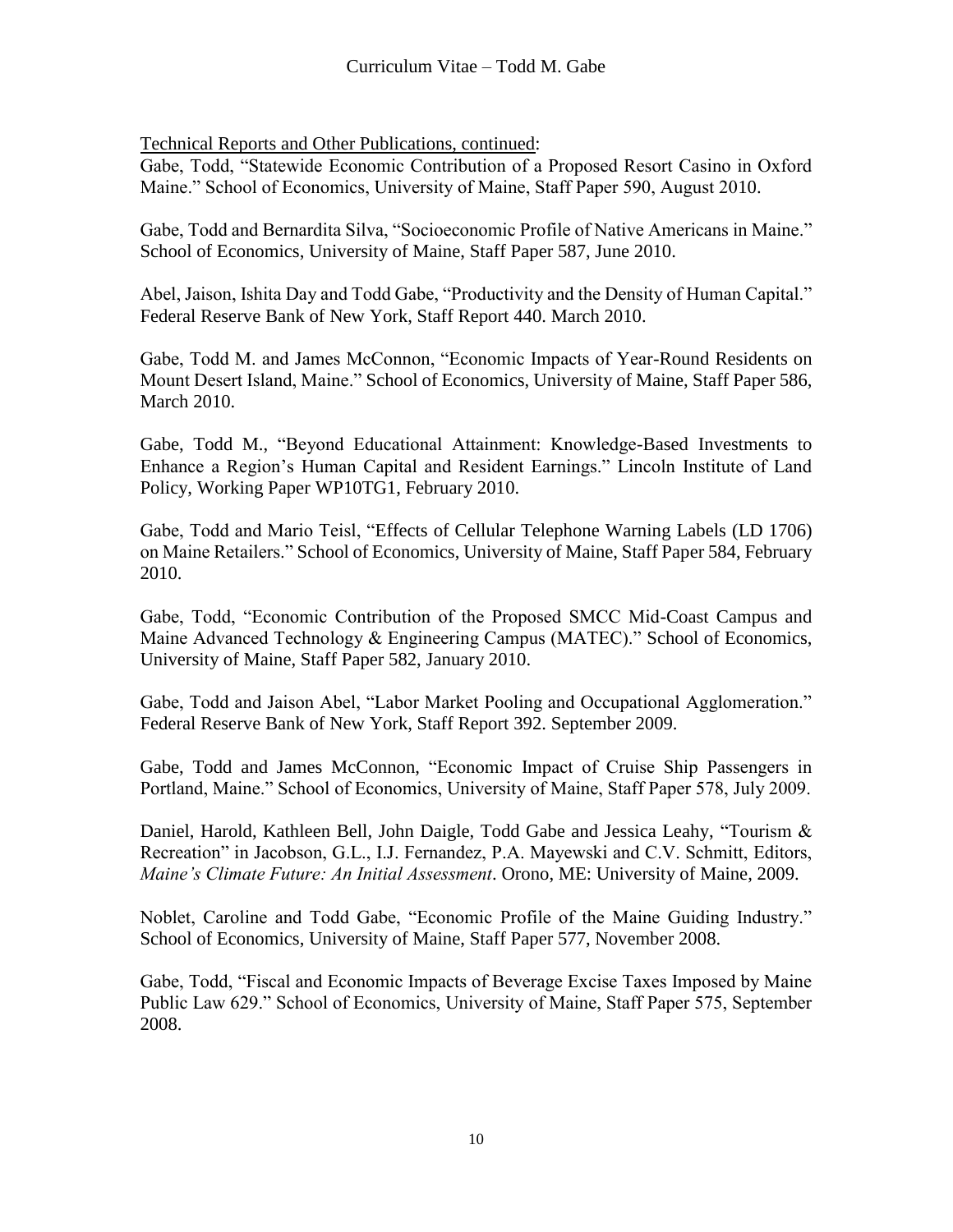Technical Reports and Other Publications, continued:

Gabe, Todd, "Statewide Economic Contribution of a Proposed Resort Casino in Oxford Maine." School of Economics, University of Maine, Staff Paper 590, August 2010.

Gabe, Todd and Bernardita Silva, "Socioeconomic Profile of Native Americans in Maine." School of Economics, University of Maine, Staff Paper 587, June 2010.

Abel, Jaison, Ishita Day and Todd Gabe, "Productivity and the Density of Human Capital." Federal Reserve Bank of New York, Staff Report 440. March 2010.

Gabe, Todd M. and James McConnon, "Economic Impacts of Year-Round Residents on Mount Desert Island, Maine." School of Economics, University of Maine, Staff Paper 586, March 2010.

Gabe, Todd M., "Beyond Educational Attainment: Knowledge-Based Investments to Enhance a Region's Human Capital and Resident Earnings." Lincoln Institute of Land Policy, Working Paper WP10TG1, February 2010.

Gabe, Todd and Mario Teisl, "Effects of Cellular Telephone Warning Labels (LD 1706) on Maine Retailers." School of Economics, University of Maine, Staff Paper 584, February 2010.

Gabe, Todd, "Economic Contribution of the Proposed SMCC Mid-Coast Campus and Maine Advanced Technology & Engineering Campus (MATEC)." School of Economics, University of Maine, Staff Paper 582, January 2010.

Gabe, Todd and Jaison Abel, "Labor Market Pooling and Occupational Agglomeration." Federal Reserve Bank of New York, Staff Report 392. September 2009.

Gabe, Todd and James McConnon, "Economic Impact of Cruise Ship Passengers in Portland, Maine." School of Economics, University of Maine, Staff Paper 578, July 2009.

Daniel, Harold, Kathleen Bell, John Daigle, Todd Gabe and Jessica Leahy, "Tourism & Recreation" in Jacobson, G.L., I.J. Fernandez, P.A. Mayewski and C.V. Schmitt, Editors, *Maine's Climate Future: An Initial Assessment*. Orono, ME: University of Maine, 2009.

Noblet, Caroline and Todd Gabe, "Economic Profile of the Maine Guiding Industry." School of Economics, University of Maine, Staff Paper 577, November 2008.

Gabe, Todd, "Fiscal and Economic Impacts of Beverage Excise Taxes Imposed by Maine Public Law 629." School of Economics, University of Maine, Staff Paper 575, September 2008.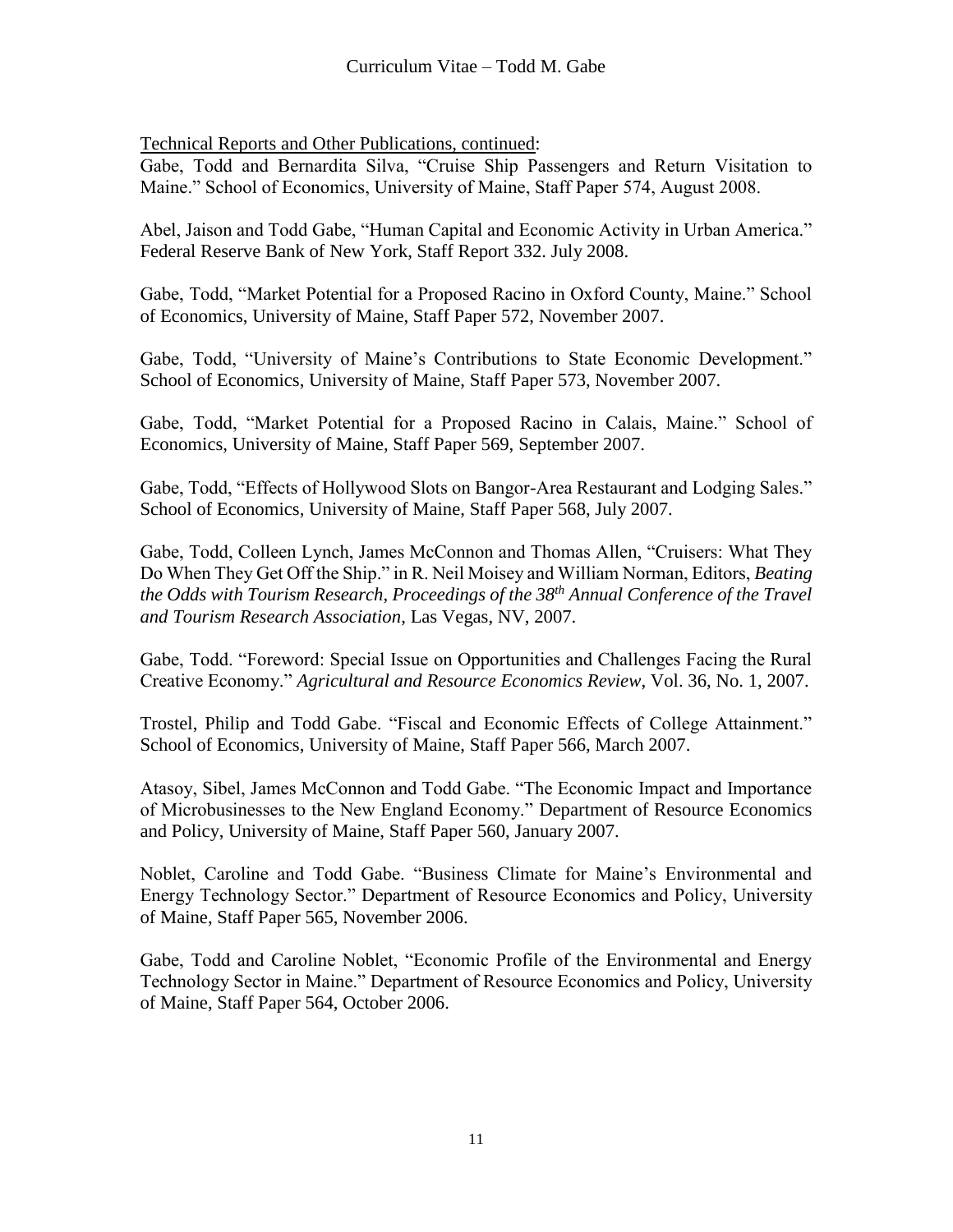Technical Reports and Other Publications, continued:

Gabe, Todd and Bernardita Silva, "Cruise Ship Passengers and Return Visitation to Maine." School of Economics, University of Maine, Staff Paper 574, August 2008.

Abel, Jaison and Todd Gabe, "Human Capital and Economic Activity in Urban America." Federal Reserve Bank of New York, Staff Report 332. July 2008.

Gabe, Todd, "Market Potential for a Proposed Racino in Oxford County, Maine." School of Economics, University of Maine, Staff Paper 572, November 2007.

Gabe, Todd, "University of Maine's Contributions to State Economic Development." School of Economics, University of Maine, Staff Paper 573, November 2007.

Gabe, Todd, "Market Potential for a Proposed Racino in Calais, Maine." School of Economics, University of Maine, Staff Paper 569, September 2007.

Gabe, Todd, "Effects of Hollywood Slots on Bangor-Area Restaurant and Lodging Sales." School of Economics, University of Maine, Staff Paper 568, July 2007.

Gabe, Todd, Colleen Lynch, James McConnon and Thomas Allen, "Cruisers: What They Do When They Get Off the Ship." in R. Neil Moisey and William Norman, Editors, *Beating the Odds with Tourism Research, Proceedings of the 38th Annual Conference of the Travel and Tourism Research Association*, Las Vegas, NV, 2007.

Gabe, Todd. "Foreword: Special Issue on Opportunities and Challenges Facing the Rural Creative Economy." *Agricultural and Resource Economics Review*, Vol. 36, No. 1, 2007.

Trostel, Philip and Todd Gabe. "Fiscal and Economic Effects of College Attainment." School of Economics, University of Maine, Staff Paper 566, March 2007.

Atasoy, Sibel, James McConnon and Todd Gabe. "The Economic Impact and Importance of Microbusinesses to the New England Economy." Department of Resource Economics and Policy, University of Maine, Staff Paper 560, January 2007.

Noblet, Caroline and Todd Gabe. "Business Climate for Maine's Environmental and Energy Technology Sector." Department of Resource Economics and Policy, University of Maine, Staff Paper 565, November 2006.

Gabe, Todd and Caroline Noblet, "Economic Profile of the Environmental and Energy Technology Sector in Maine." Department of Resource Economics and Policy, University of Maine, Staff Paper 564, October 2006.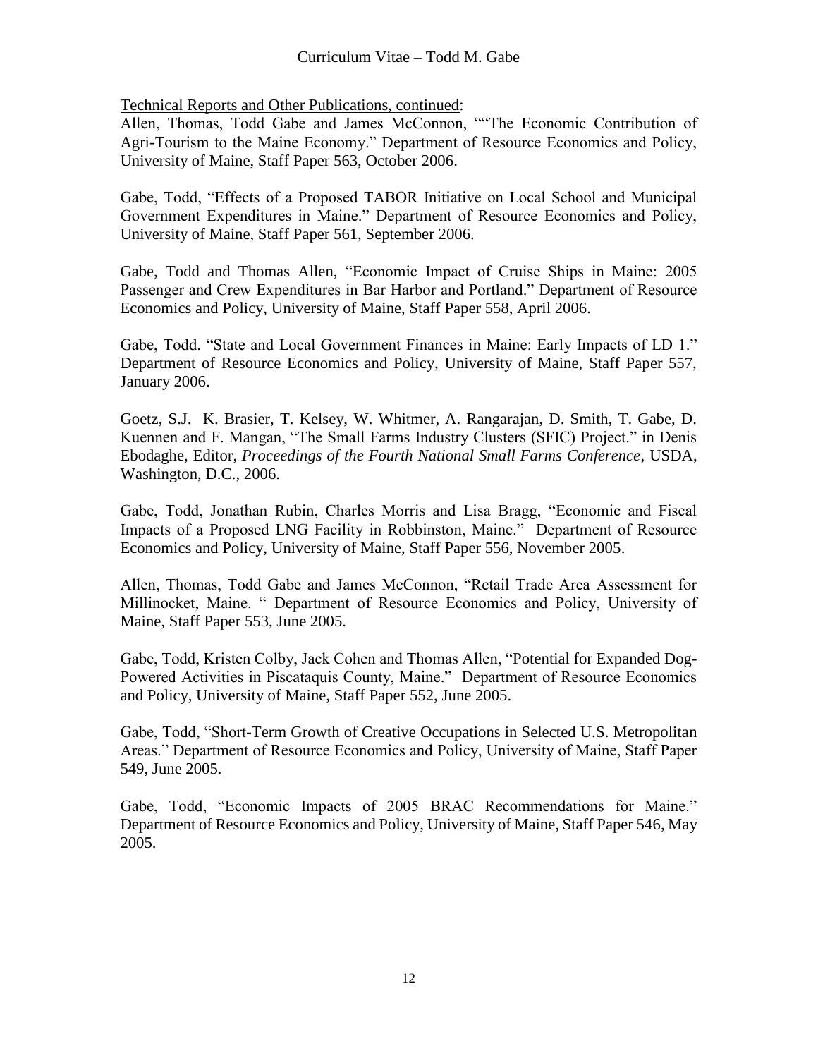Technical Reports and Other Publications, continued:

Allen, Thomas, Todd Gabe and James McConnon, ""The Economic Contribution of Agri-Tourism to the Maine Economy." Department of Resource Economics and Policy, University of Maine, Staff Paper 563, October 2006.

Gabe, Todd, "Effects of a Proposed TABOR Initiative on Local School and Municipal Government Expenditures in Maine." Department of Resource Economics and Policy, University of Maine, Staff Paper 561, September 2006.

Gabe, Todd and Thomas Allen, "Economic Impact of Cruise Ships in Maine: 2005 Passenger and Crew Expenditures in Bar Harbor and Portland." Department of Resource Economics and Policy, University of Maine, Staff Paper 558, April 2006.

Gabe, Todd. "State and Local Government Finances in Maine: Early Impacts of LD 1." Department of Resource Economics and Policy, University of Maine, Staff Paper 557, January 2006.

Goetz, S.J. K. Brasier, T. Kelsey, W. Whitmer, A. Rangarajan, D. Smith, T. Gabe, D. Kuennen and F. Mangan, "The Small Farms Industry Clusters (SFIC) Project." in Denis Ebodaghe, Editor, *Proceedings of the Fourth National Small Farms Conference*, USDA, Washington, D.C., 2006.

Gabe, Todd, Jonathan Rubin, Charles Morris and Lisa Bragg, "Economic and Fiscal Impacts of a Proposed LNG Facility in Robbinston, Maine." Department of Resource Economics and Policy, University of Maine, Staff Paper 556, November 2005.

Allen, Thomas, Todd Gabe and James McConnon, "Retail Trade Area Assessment for Millinocket, Maine. " Department of Resource Economics and Policy, University of Maine, Staff Paper 553, June 2005.

Gabe, Todd, Kristen Colby, Jack Cohen and Thomas Allen, "Potential for Expanded Dog-Powered Activities in Piscataquis County, Maine." Department of Resource Economics and Policy, University of Maine, Staff Paper 552, June 2005.

Gabe, Todd, "Short-Term Growth of Creative Occupations in Selected U.S. Metropolitan Areas." Department of Resource Economics and Policy, University of Maine, Staff Paper 549, June 2005.

Gabe, Todd, "Economic Impacts of 2005 BRAC Recommendations for Maine." Department of Resource Economics and Policy, University of Maine, Staff Paper 546, May 2005.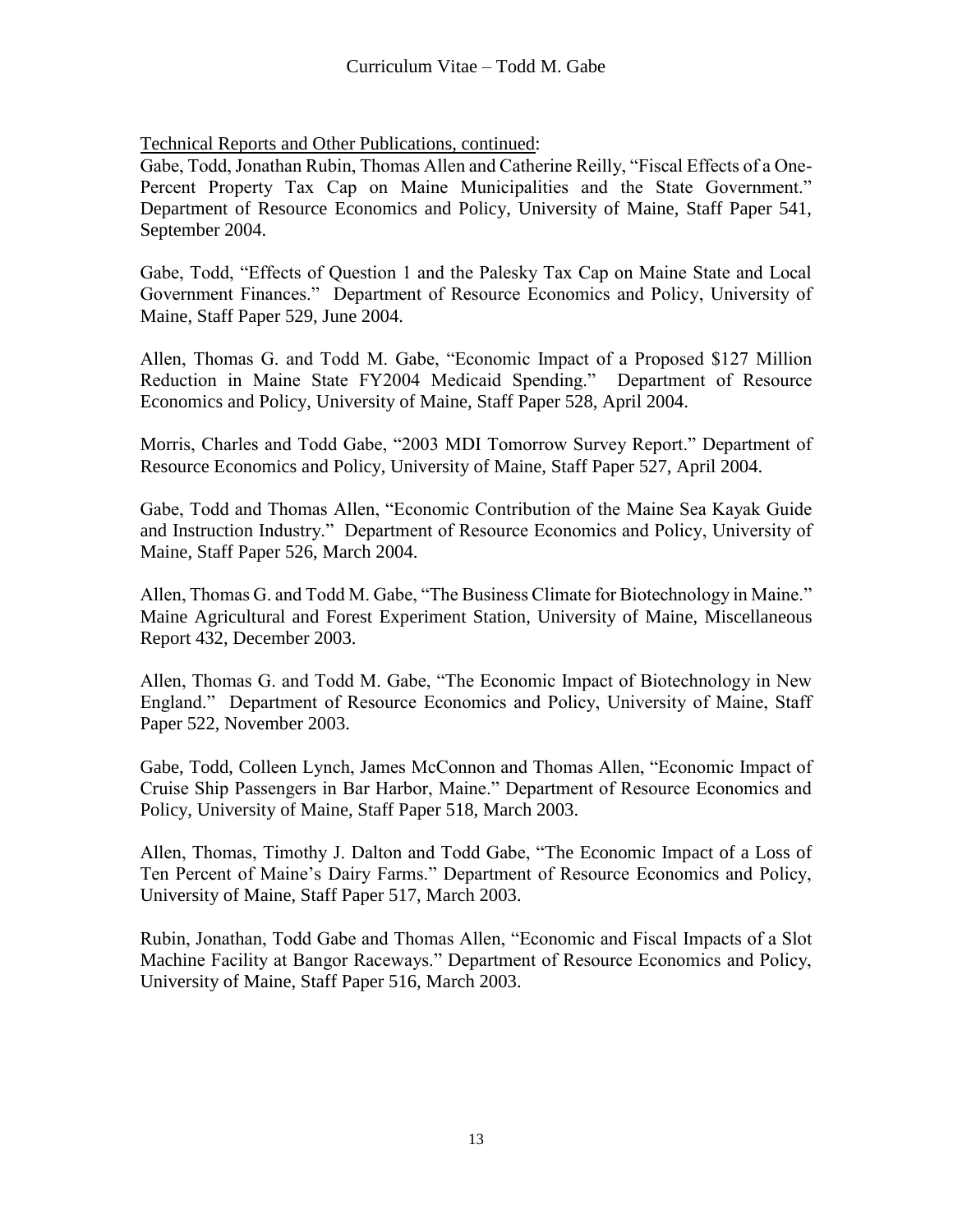Technical Reports and Other Publications, continued:

Gabe, Todd, Jonathan Rubin, Thomas Allen and Catherine Reilly, "Fiscal Effects of a One-Percent Property Tax Cap on Maine Municipalities and the State Government." Department of Resource Economics and Policy, University of Maine, Staff Paper 541, September 2004.

Gabe, Todd, "Effects of Question 1 and the Palesky Tax Cap on Maine State and Local Government Finances." Department of Resource Economics and Policy, University of Maine, Staff Paper 529, June 2004.

Allen, Thomas G. and Todd M. Gabe, "Economic Impact of a Proposed $127 Million Reduction in Maine State FY2004 Medicaid Spending." Department of Resource Economics and Policy, University of Maine, Staff Paper 528, April 2004.

Morris, Charles and Todd Gabe, "2003 MDI Tomorrow Survey Report." Department of Resource Economics and Policy, University of Maine, Staff Paper 527, April 2004.

Gabe, Todd and Thomas Allen, "Economic Contribution of the Maine Sea Kayak Guide and Instruction Industry." Department of Resource Economics and Policy, University of Maine, Staff Paper 526, March 2004.

Allen, Thomas G. and Todd M. Gabe, "The Business Climate for Biotechnology in Maine." Maine Agricultural and Forest Experiment Station, University of Maine, Miscellaneous Report 432, December 2003.

Allen, Thomas G. and Todd M. Gabe, "The Economic Impact of Biotechnology in New England." Department of Resource Economics and Policy, University of Maine, Staff Paper 522, November 2003.

Gabe, Todd, Colleen Lynch, James McConnon and Thomas Allen, "Economic Impact of Cruise Ship Passengers in Bar Harbor, Maine." Department of Resource Economics and Policy, University of Maine, Staff Paper 518, March 2003.

Allen, Thomas, Timothy J. Dalton and Todd Gabe, "The Economic Impact of a Loss of Ten Percent of Maine's Dairy Farms." Department of Resource Economics and Policy, University of Maine, Staff Paper 517, March 2003.

Rubin, Jonathan, Todd Gabe and Thomas Allen, "Economic and Fiscal Impacts of a Slot Machine Facility at Bangor Raceways." Department of Resource Economics and Policy, University of Maine, Staff Paper 516, March 2003.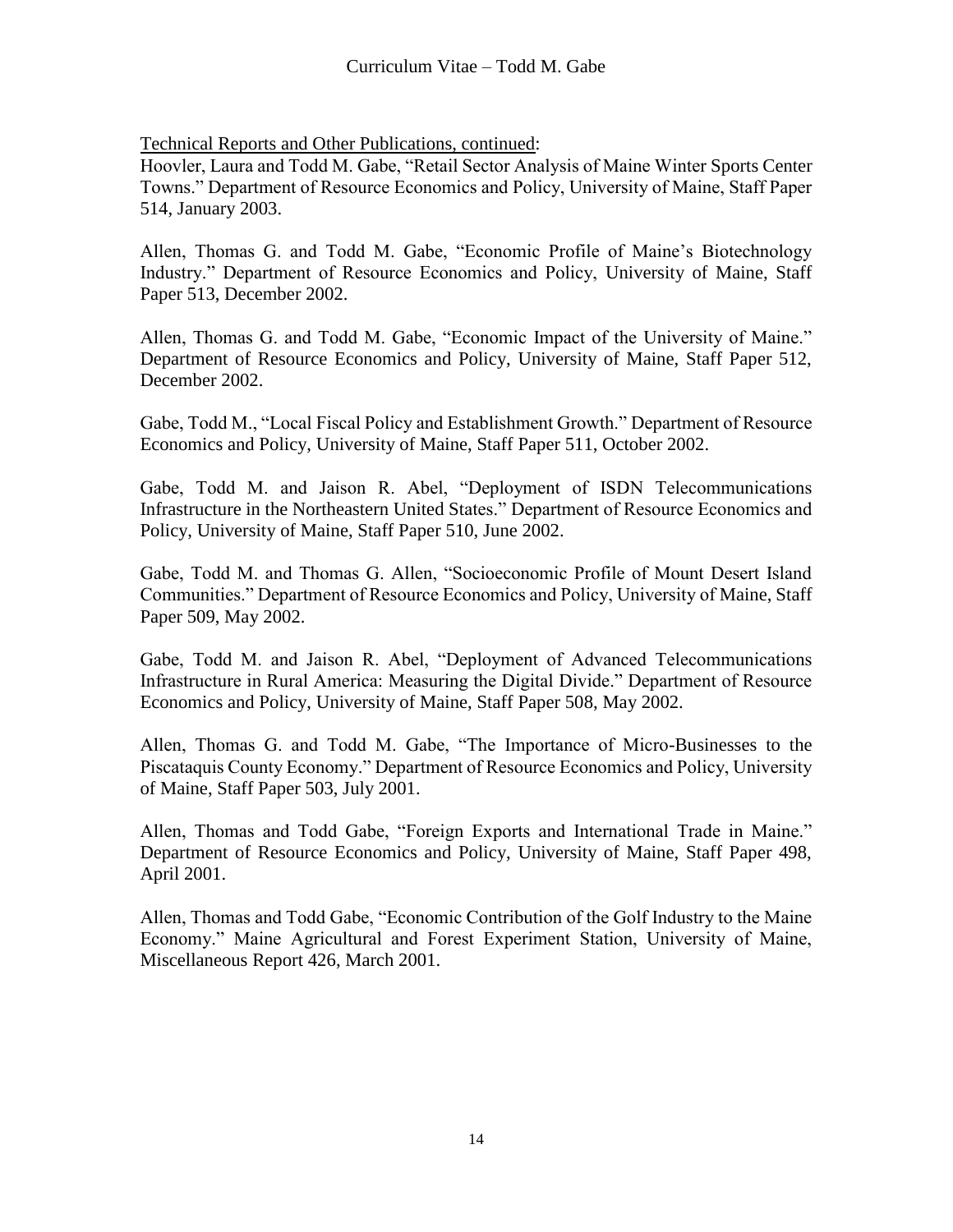Technical Reports and Other Publications, continued:

Hoovler, Laura and Todd M. Gabe, "Retail Sector Analysis of Maine Winter Sports Center Towns." Department of Resource Economics and Policy, University of Maine, Staff Paper 514, January 2003.

Allen, Thomas G. and Todd M. Gabe, "Economic Profile of Maine's Biotechnology Industry." Department of Resource Economics and Policy, University of Maine, Staff Paper 513, December 2002.

Allen, Thomas G. and Todd M. Gabe, "Economic Impact of the University of Maine." Department of Resource Economics and Policy, University of Maine, Staff Paper 512, December 2002.

Gabe, Todd M., "Local Fiscal Policy and Establishment Growth." Department of Resource Economics and Policy, University of Maine, Staff Paper 511, October 2002.

Gabe, Todd M. and Jaison R. Abel, "Deployment of ISDN Telecommunications Infrastructure in the Northeastern United States." Department of Resource Economics and Policy, University of Maine, Staff Paper 510, June 2002.

Gabe, Todd M. and Thomas G. Allen, "Socioeconomic Profile of Mount Desert Island Communities." Department of Resource Economics and Policy, University of Maine, Staff Paper 509, May 2002.

Gabe, Todd M. and Jaison R. Abel, "Deployment of Advanced Telecommunications Infrastructure in Rural America: Measuring the Digital Divide." Department of Resource Economics and Policy, University of Maine, Staff Paper 508, May 2002.

Allen, Thomas G. and Todd M. Gabe, "The Importance of Micro-Businesses to the Piscataquis County Economy." Department of Resource Economics and Policy, University of Maine, Staff Paper 503, July 2001.

Allen, Thomas and Todd Gabe, "Foreign Exports and International Trade in Maine." Department of Resource Economics and Policy, University of Maine, Staff Paper 498, April 2001.

Allen, Thomas and Todd Gabe, "Economic Contribution of the Golf Industry to the Maine Economy." Maine Agricultural and Forest Experiment Station, University of Maine, Miscellaneous Report 426, March 2001.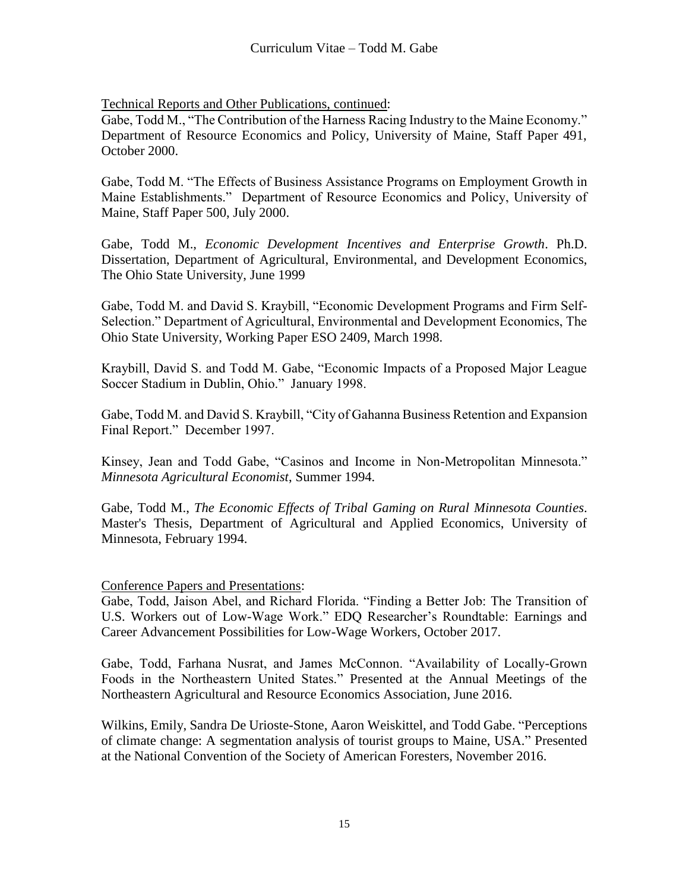Technical Reports and Other Publications, continued:

Gabe, Todd M., "The Contribution of the Harness Racing Industry to the Maine Economy." Department of Resource Economics and Policy, University of Maine, Staff Paper 491, October 2000.

Gabe, Todd M. "The Effects of Business Assistance Programs on Employment Growth in Maine Establishments." Department of Resource Economics and Policy, University of Maine, Staff Paper 500, July 2000.

Gabe, Todd M., *Economic Development Incentives and Enterprise Growth*. Ph.D. Dissertation, Department of Agricultural, Environmental, and Development Economics, The Ohio State University, June 1999

Gabe, Todd M. and David S. Kraybill, "Economic Development Programs and Firm Self-Selection." Department of Agricultural, Environmental and Development Economics, The Ohio State University, Working Paper ESO 2409, March 1998.

Kraybill, David S. and Todd M. Gabe, "Economic Impacts of a Proposed Major League Soccer Stadium in Dublin, Ohio." January 1998.

Gabe, Todd M. and David S. Kraybill, "City of Gahanna Business Retention and Expansion Final Report." December 1997.

Kinsey, Jean and Todd Gabe, "Casinos and Income in Non-Metropolitan Minnesota." *Minnesota Agricultural Economist*, Summer 1994.

Gabe, Todd M., *The Economic Effects of Tribal Gaming on Rural Minnesota Counties*. Master's Thesis, Department of Agricultural and Applied Economics, University of Minnesota, February 1994.

Conference Papers and Presentations:

Gabe, Todd, Jaison Abel, and Richard Florida. "Finding a Better Job: The Transition of U.S. Workers out of Low-Wage Work." EDQ Researcher's Roundtable: Earnings and Career Advancement Possibilities for Low-Wage Workers, October 2017.

Gabe, Todd, Farhana Nusrat, and James McConnon. "Availability of Locally-Grown Foods in the Northeastern United States." Presented at the Annual Meetings of the Northeastern Agricultural and Resource Economics Association, June 2016.

Wilkins, Emily, Sandra De Urioste-Stone, Aaron Weiskittel, and Todd Gabe. "Perceptions of climate change: A segmentation analysis of tourist groups to Maine, USA." Presented at the National Convention of the Society of American Foresters, November 2016.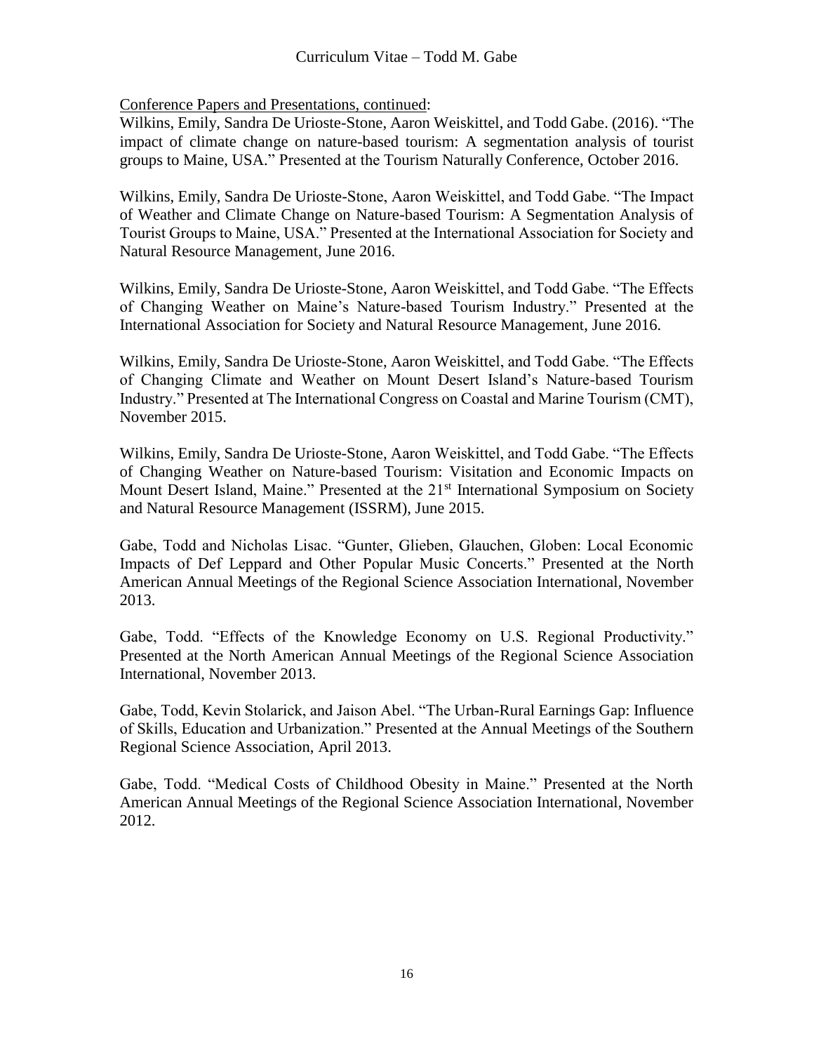<u>Conference Papers and Presentations, continued</u>:

Wilkins, Emily, Sandra De Urioste-Stone, Aaron Weiskittel, and Todd Gabe. (2016). "The impact of climate change on nature-based tourism: A segmentation analysis of tourist groups to Maine, USA." Presented at the Tourism Naturally Conference, October 2016.

Wilkins, Emily, Sandra De Urioste-Stone, Aaron Weiskittel, and Todd Gabe. "The Impact of Weather and Climate Change on Nature-based Tourism: A Segmentation Analysis of Tourist Groups to Maine, USA." Presented at the International Association for Society and Natural Resource Management, June 2016.

Wilkins, Emily, Sandra De Urioste-Stone, Aaron Weiskittel, and Todd Gabe. "The Effects of Changing Weather on Maine's Nature-based Tourism Industry." Presented at the International Association for Society and Natural Resource Management, June 2016.

Wilkins, Emily, Sandra De Urioste-Stone, Aaron Weiskittel, and Todd Gabe. "The Effects of Changing Climate and Weather on Mount Desert Island's Nature-based Tourism Industry." Presented at The International Congress on Coastal and Marine Tourism (CMT), November 2015.

Wilkins, Emily, Sandra De Urioste-Stone, Aaron Weiskittel, and Todd Gabe. "The Effects of Changing Weather on Nature-based Tourism: Visitation and Economic Impacts on Mount Desert Island, Maine." Presented at the 21st International Symposium on Society and Natural Resource Management (ISSRM), June 2015.

Gabe, Todd and Nicholas Lisac. "Gunter, Glieben, Glauchen, Globen: Local Economic Impacts of Def Leppard and Other Popular Music Concerts." Presented at the North American Annual Meetings of the Regional Science Association International, November 2013.

Gabe, Todd. "Effects of the Knowledge Economy on U.S. Regional Productivity." Presented at the North American Annual Meetings of the Regional Science Association International, November 2013.

Gabe, Todd, Kevin Stolarick, and Jaison Abel. "The Urban-Rural Earnings Gap: Influence of Skills, Education and Urbanization." Presented at the Annual Meetings of the Southern Regional Science Association, April 2013.

Gabe, Todd. "Medical Costs of Childhood Obesity in Maine." Presented at the North American Annual Meetings of the Regional Science Association International, November 2012.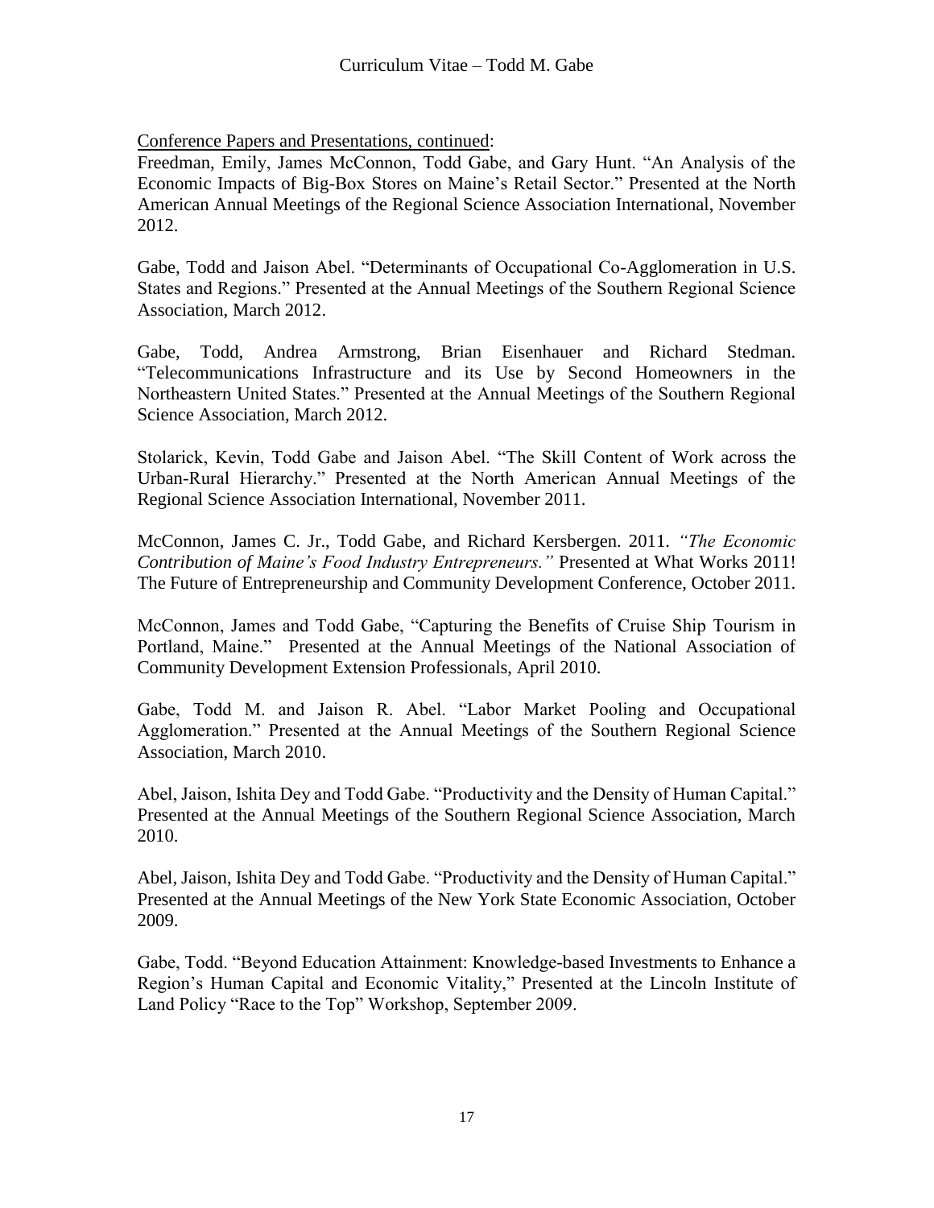<u>Conference Papers and Presentations, continued</u>:

Freedman, Emily, James McConnon, Todd Gabe, and Gary Hunt. "An Analysis of the Economic Impacts of Big-Box Stores on Maine's Retail Sector." Presented at the North American Annual Meetings of the Regional Science Association International, November 2012.

Gabe, Todd and Jaison Abel. "Determinants of Occupational Co-Agglomeration in U.S. States and Regions." Presented at the Annual Meetings of the Southern Regional Science Association, March 2012.

Gabe, Todd, Andrea Armstrong, Brian Eisenhauer and Richard Stedman. "Telecommunications Infrastructure and its Use by Second Homeowners in the Northeastern United States." Presented at the Annual Meetings of the Southern Regional Science Association, March 2012.

Stolarick, Kevin, Todd Gabe and Jaison Abel. "The Skill Content of Work across the Urban-Rural Hierarchy." Presented at the North American Annual Meetings of the Regional Science Association International, November 2011.

McConnon, James C. Jr., Todd Gabe, and Richard Kersbergen. 2011. *"The Economic Contribution of Maine's Food Industry Entrepreneurs."* Presented at What Works 2011! The Future of Entrepreneurship and Community Development Conference, October 2011.

McConnon, James and Todd Gabe, "Capturing the Benefits of Cruise Ship Tourism in Portland, Maine." Presented at the Annual Meetings of the National Association of Community Development Extension Professionals, April 2010.

Gabe, Todd M. and Jaison R. Abel. "Labor Market Pooling and Occupational Agglomeration." Presented at the Annual Meetings of the Southern Regional Science Association, March 2010.

Abel, Jaison, Ishita Dey and Todd Gabe. "Productivity and the Density of Human Capital." Presented at the Annual Meetings of the Southern Regional Science Association, March 2010.

Abel, Jaison, Ishita Dey and Todd Gabe. "Productivity and the Density of Human Capital." Presented at the Annual Meetings of the New York State Economic Association, October 2009.

Gabe, Todd. "Beyond Education Attainment: Knowledge-based Investments to Enhance a Region's Human Capital and Economic Vitality," Presented at the Lincoln Institute of Land Policy "Race to the Top" Workshop, September 2009.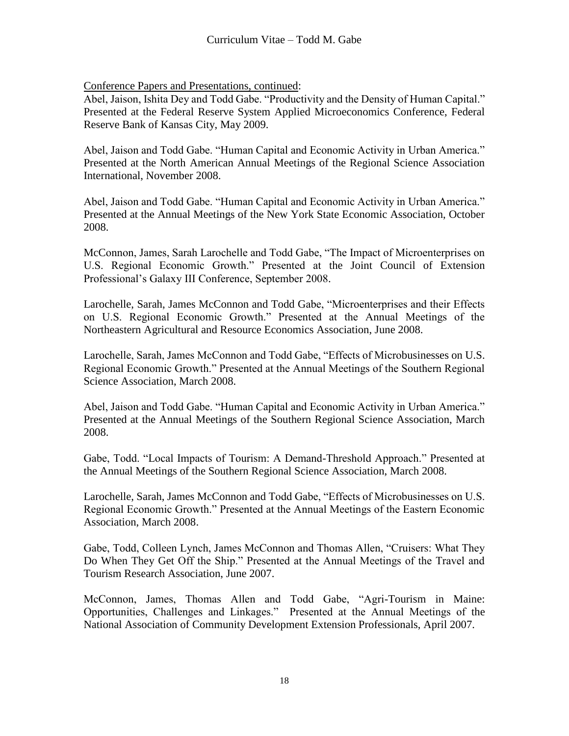Conference Papers and Presentations, continued:

Abel, Jaison, Ishita Dey and Todd Gabe. “Productivity and the Density of Human Capital.” Presented at the Federal Reserve System Applied Microeconomics Conference, Federal Reserve Bank of Kansas City, May 2009.

Abel, Jaison and Todd Gabe. “Human Capital and Economic Activity in Urban America.” Presented at the North American Annual Meetings of the Regional Science Association International, November 2008.

Abel, Jaison and Todd Gabe. “Human Capital and Economic Activity in Urban America.” Presented at the Annual Meetings of the New York State Economic Association, October 2008.

McConnon, James, Sarah Larochelle and Todd Gabe, “The Impact of Microenterprises on U.S. Regional Economic Growth.” Presented at the Joint Council of Extension Professional’s Galaxy III Conference, September 2008.

Larochelle, Sarah, James McConnon and Todd Gabe, “Microenterprises and their Effects on U.S. Regional Economic Growth.” Presented at the Annual Meetings of the Northeastern Agricultural and Resource Economics Association, June 2008.

Larochelle, Sarah, James McConnon and Todd Gabe, “Effects of Microbusinesses on U.S. Regional Economic Growth.” Presented at the Annual Meetings of the Southern Regional Science Association, March 2008.

Abel, Jaison and Todd Gabe. “Human Capital and Economic Activity in Urban America.” Presented at the Annual Meetings of the Southern Regional Science Association, March 2008.

Gabe, Todd. “Local Impacts of Tourism: A Demand-Threshold Approach.” Presented at the Annual Meetings of the Southern Regional Science Association, March 2008.

Larochelle, Sarah, James McConnon and Todd Gabe, “Effects of Microbusinesses on U.S. Regional Economic Growth.” Presented at the Annual Meetings of the Eastern Economic Association, March 2008.

Gabe, Todd, Colleen Lynch, James McConnon and Thomas Allen, “Cruisers: What They Do When They Get Off the Ship.” Presented at the Annual Meetings of the Travel and Tourism Research Association, June 2007.

McConnon, James, Thomas Allen and Todd Gabe, “Agri-Tourism in Maine: Opportunities, Challenges and Linkages.” Presented at the Annual Meetings of the National Association of Community Development Extension Professionals, April 2007.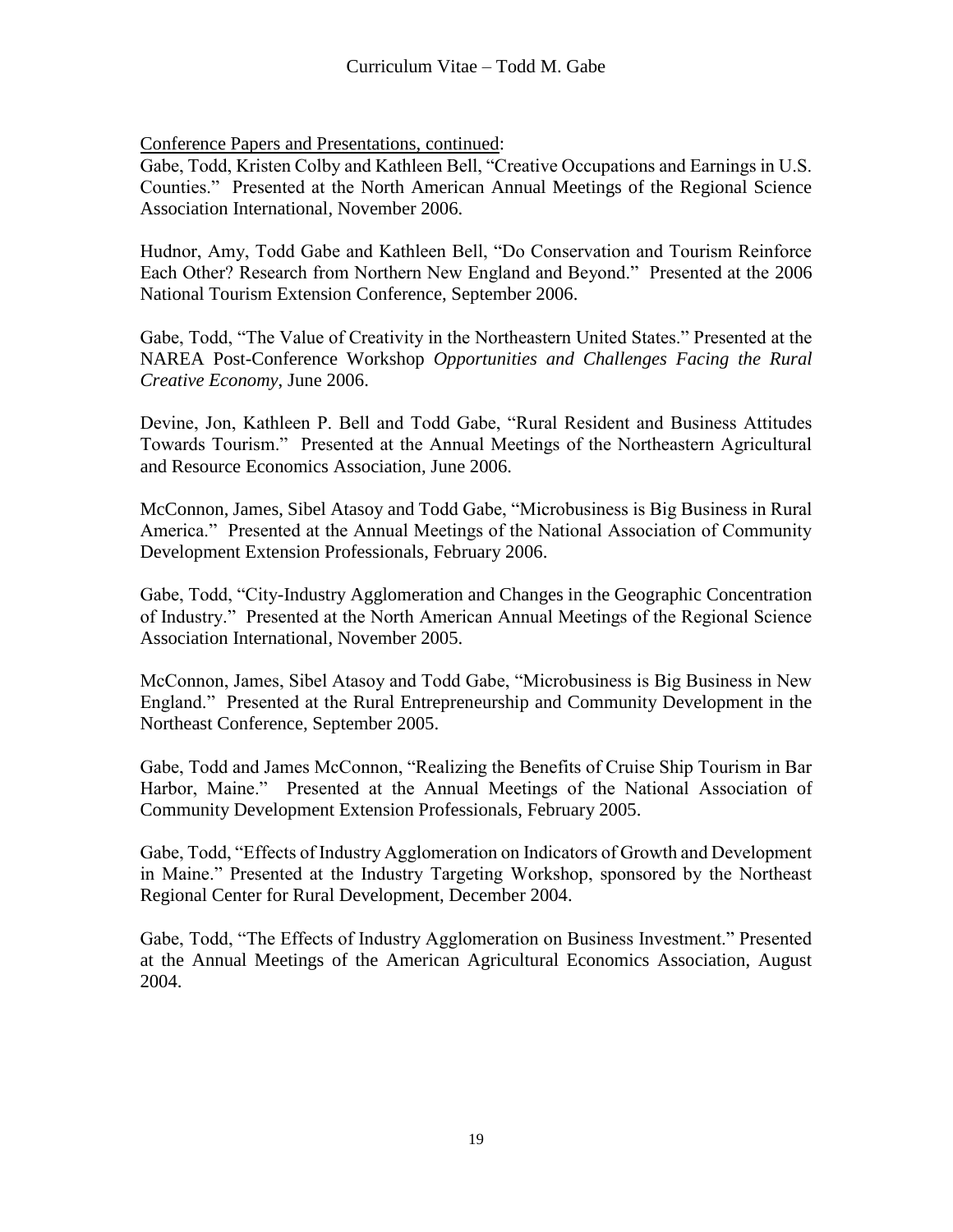<u>Conference Papers and Presentations, continued</u>:

Gabe, Todd, Kristen Colby and Kathleen Bell, "Creative Occupations and Earnings in U.S. Counties." Presented at the North American Annual Meetings of the Regional Science Association International, November 2006.

Hudnor, Amy, Todd Gabe and Kathleen Bell, "Do Conservation and Tourism Reinforce Each Other? Research from Northern New England and Beyond." Presented at the 2006 National Tourism Extension Conference, September 2006.

Gabe, Todd, "The Value of Creativity in the Northeastern United States." Presented at the NAREA Post-Conference Workshop *Opportunities and Challenges Facing the Rural Creative Economy*, June 2006.

Devine, Jon, Kathleen P. Bell and Todd Gabe, "Rural Resident and Business Attitudes Towards Tourism." Presented at the Annual Meetings of the Northeastern Agricultural and Resource Economics Association, June 2006.

McConnon, James, Sibel Atasoy and Todd Gabe, "Microbusiness is Big Business in Rural America." Presented at the Annual Meetings of the National Association of Community Development Extension Professionals, February 2006.

Gabe, Todd, "City-Industry Agglomeration and Changes in the Geographic Concentration of Industry." Presented at the North American Annual Meetings of the Regional Science Association International, November 2005.

McConnon, James, Sibel Atasoy and Todd Gabe, "Microbusiness is Big Business in New England." Presented at the Rural Entrepreneurship and Community Development in the Northeast Conference, September 2005.

Gabe, Todd and James McConnon, "Realizing the Benefits of Cruise Ship Tourism in Bar Harbor, Maine." Presented at the Annual Meetings of the National Association of Community Development Extension Professionals, February 2005.

Gabe, Todd, "Effects of Industry Agglomeration on Indicators of Growth and Development in Maine." Presented at the Industry Targeting Workshop, sponsored by the Northeast Regional Center for Rural Development, December 2004.

Gabe, Todd, "The Effects of Industry Agglomeration on Business Investment." Presented at the Annual Meetings of the American Agricultural Economics Association, August 2004.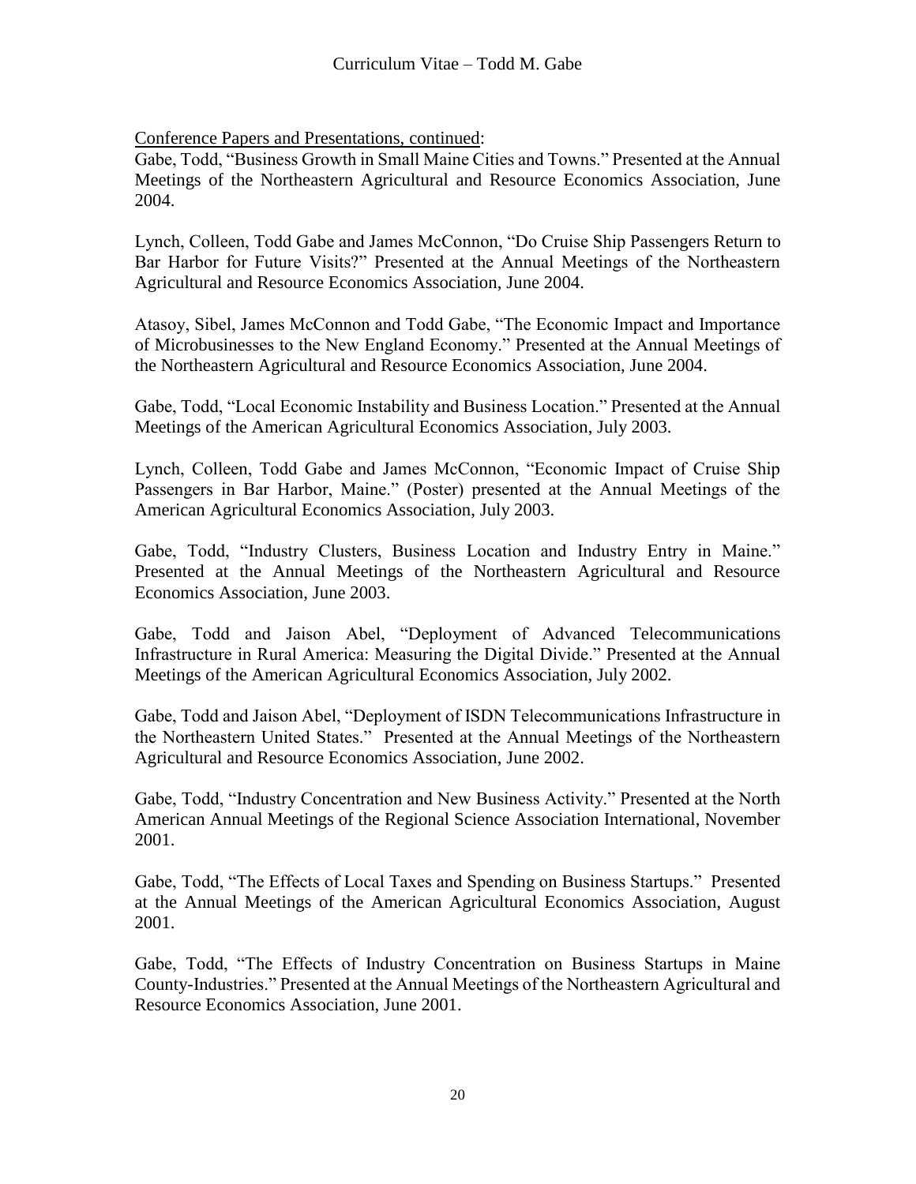Conference Papers and Presentations, continued:

Gabe, Todd, "Business Growth in Small Maine Cities and Towns." Presented at the Annual Meetings of the Northeastern Agricultural and Resource Economics Association, June 2004.

Lynch, Colleen, Todd Gabe and James McConnon, "Do Cruise Ship Passengers Return to Bar Harbor for Future Visits?" Presented at the Annual Meetings of the Northeastern Agricultural and Resource Economics Association, June 2004.

Atasoy, Sibel, James McConnon and Todd Gabe, "The Economic Impact and Importance of Microbusinesses to the New England Economy." Presented at the Annual Meetings of the Northeastern Agricultural and Resource Economics Association, June 2004.

Gabe, Todd, "Local Economic Instability and Business Location." Presented at the Annual Meetings of the American Agricultural Economics Association, July 2003.

Lynch, Colleen, Todd Gabe and James McConnon, "Economic Impact of Cruise Ship Passengers in Bar Harbor, Maine." (Poster) presented at the Annual Meetings of the American Agricultural Economics Association, July 2003.

Gabe, Todd, "Industry Clusters, Business Location and Industry Entry in Maine." Presented at the Annual Meetings of the Northeastern Agricultural and Resource Economics Association, June 2003.

Gabe, Todd and Jaison Abel, "Deployment of Advanced Telecommunications Infrastructure in Rural America: Measuring the Digital Divide." Presented at the Annual Meetings of the American Agricultural Economics Association, July 2002.

Gabe, Todd and Jaison Abel, "Deployment of ISDN Telecommunications Infrastructure in the Northeastern United States." Presented at the Annual Meetings of the Northeastern Agricultural and Resource Economics Association, June 2002.

Gabe, Todd, "Industry Concentration and New Business Activity." Presented at the North American Annual Meetings of the Regional Science Association International, November 2001.

Gabe, Todd, "The Effects of Local Taxes and Spending on Business Startups." Presented at the Annual Meetings of the American Agricultural Economics Association, August 2001.

Gabe, Todd, "The Effects of Industry Concentration on Business Startups in Maine County-Industries." Presented at the Annual Meetings of the Northeastern Agricultural and Resource Economics Association, June 2001.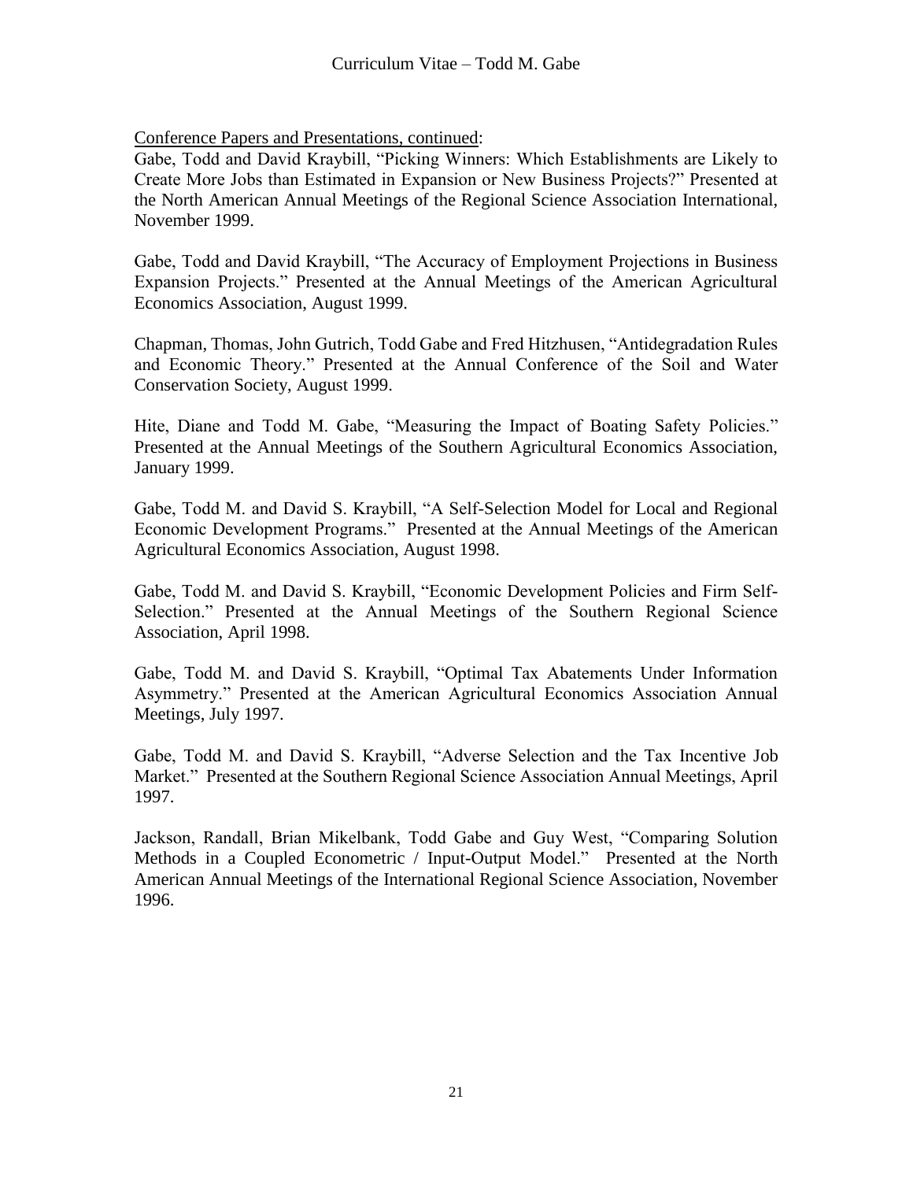Conference Papers and Presentations, continued:

Gabe, Todd and David Kraybill, "Picking Winners: Which Establishments are Likely to Create More Jobs than Estimated in Expansion or New Business Projects?" Presented at the North American Annual Meetings of the Regional Science Association International, November 1999.

Gabe, Todd and David Kraybill, "The Accuracy of Employment Projections in Business Expansion Projects." Presented at the Annual Meetings of the American Agricultural Economics Association, August 1999.

Chapman, Thomas, John Gutrich, Todd Gabe and Fred Hitzhusen, "Antidegradation Rules and Economic Theory." Presented at the Annual Conference of the Soil and Water Conservation Society, August 1999.

Hite, Diane and Todd M. Gabe, "Measuring the Impact of Boating Safety Policies." Presented at the Annual Meetings of the Southern Agricultural Economics Association, January 1999.

Gabe, Todd M. and David S. Kraybill, "A Self-Selection Model for Local and Regional Economic Development Programs." Presented at the Annual Meetings of the American Agricultural Economics Association, August 1998.

Gabe, Todd M. and David S. Kraybill, "Economic Development Policies and Firm Self-Selection." Presented at the Annual Meetings of the Southern Regional Science Association, April 1998.

Gabe, Todd M. and David S. Kraybill, "Optimal Tax Abatements Under Information Asymmetry." Presented at the American Agricultural Economics Association Annual Meetings, July 1997.

Gabe, Todd M. and David S. Kraybill, "Adverse Selection and the Tax Incentive Job Market." Presented at the Southern Regional Science Association Annual Meetings, April 1997.

Jackson, Randall, Brian Mikelbank, Todd Gabe and Guy West, "Comparing Solution Methods in a Coupled Econometric / Input-Output Model." Presented at the North American Annual Meetings of the International Regional Science Association, November 1996.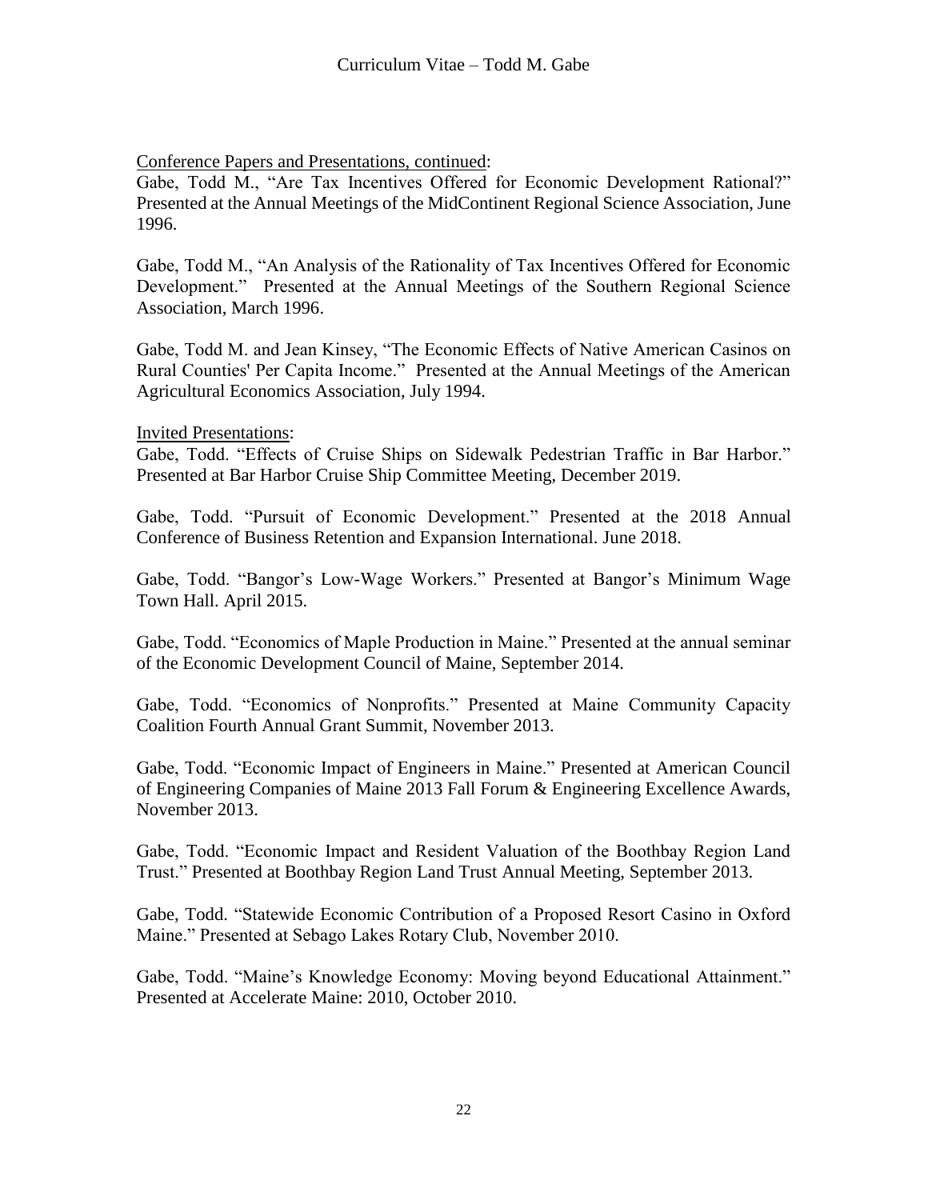Conference Papers and Presentations, continued:

Gabe, Todd M., "Are Tax Incentives Offered for Economic Development Rational?" Presented at the Annual Meetings of the MidContinent Regional Science Association, June 1996.

Gabe, Todd M., "An Analysis of the Rationality of Tax Incentives Offered for Economic Development." Presented at the Annual Meetings of the Southern Regional Science Association, March 1996.

Gabe, Todd M. and Jean Kinsey, "The Economic Effects of Native American Casinos on Rural Counties' Per Capita Income." Presented at the Annual Meetings of the American Agricultural Economics Association, July 1994.

Invited Presentations:

Gabe, Todd. "Effects of Cruise Ships on Sidewalk Pedestrian Traffic in Bar Harbor." Presented at Bar Harbor Cruise Ship Committee Meeting, December 2019.

Gabe, Todd. "Pursuit of Economic Development." Presented at the 2018 Annual Conference of Business Retention and Expansion International. June 2018.

Gabe, Todd. "Bangor's Low-Wage Workers." Presented at Bangor's Minimum Wage Town Hall. April 2015.

Gabe, Todd. "Economics of Maple Production in Maine." Presented at the annual seminar of the Economic Development Council of Maine, September 2014.

Gabe, Todd. "Economics of Nonprofits." Presented at Maine Community Capacity Coalition Fourth Annual Grant Summit, November 2013.

Gabe, Todd. "Economic Impact of Engineers in Maine." Presented at American Council of Engineering Companies of Maine 2013 Fall Forum & Engineering Excellence Awards, November 2013.

Gabe, Todd. "Economic Impact and Resident Valuation of the Boothbay Region Land Trust." Presented at Boothbay Region Land Trust Annual Meeting, September 2013.

Gabe, Todd. "Statewide Economic Contribution of a Proposed Resort Casino in Oxford Maine." Presented at Sebago Lakes Rotary Club, November 2010.

Gabe, Todd. "Maine's Knowledge Economy: Moving beyond Educational Attainment." Presented at Accelerate Maine: 2010, October 2010.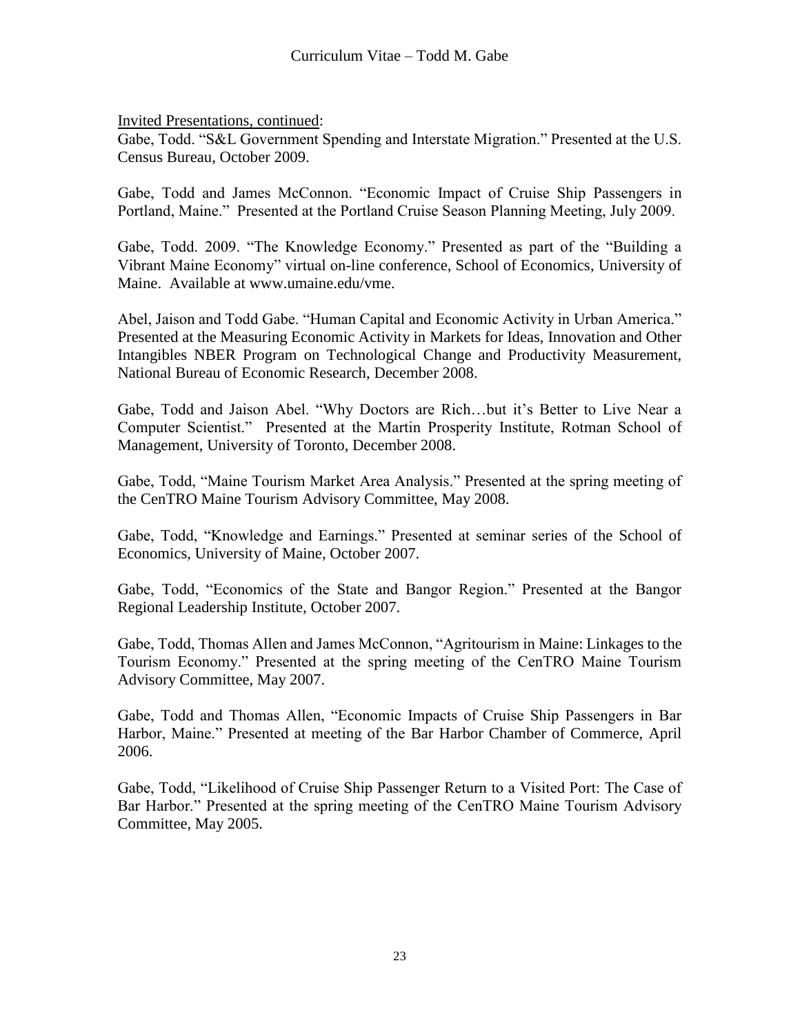<u>Invited Presentations, continued</u>:

Gabe, Todd. "S&L Government Spending and Interstate Migration." Presented at the U.S. Census Bureau, October 2009.

Gabe, Todd and James McConnon. "Economic Impact of Cruise Ship Passengers in Portland, Maine." Presented at the Portland Cruise Season Planning Meeting, July 2009.

Gabe, Todd. 2009. "The Knowledge Economy." Presented as part of the "Building a Vibrant Maine Economy" virtual on-line conference, School of Economics, University of Maine. Available at www.umaine.edu/vme.

Abel, Jaison and Todd Gabe. "Human Capital and Economic Activity in Urban America." Presented at the Measuring Economic Activity in Markets for Ideas, Innovation and Other Intangibles NBER Program on Technological Change and Productivity Measurement, National Bureau of Economic Research, December 2008.

Gabe, Todd and Jaison Abel. "Why Doctors are Rich…but it's Better to Live Near a Computer Scientist." Presented at the Martin Prosperity Institute, Rotman School of Management, University of Toronto, December 2008.

Gabe, Todd, "Maine Tourism Market Area Analysis." Presented at the spring meeting of the CenTRO Maine Tourism Advisory Committee, May 2008.

Gabe, Todd, "Knowledge and Earnings." Presented at seminar series of the School of Economics, University of Maine, October 2007.

Gabe, Todd, "Economics of the State and Bangor Region." Presented at the Bangor Regional Leadership Institute, October 2007.

Gabe, Todd, Thomas Allen and James McConnon, "Agritourism in Maine: Linkages to the Tourism Economy." Presented at the spring meeting of the CenTRO Maine Tourism Advisory Committee, May 2007.

Gabe, Todd and Thomas Allen, "Economic Impacts of Cruise Ship Passengers in Bar Harbor, Maine." Presented at meeting of the Bar Harbor Chamber of Commerce, April 2006.

Gabe, Todd, "Likelihood of Cruise Ship Passenger Return to a Visited Port: The Case of Bar Harbor." Presented at the spring meeting of the CenTRO Maine Tourism Advisory Committee, May 2005.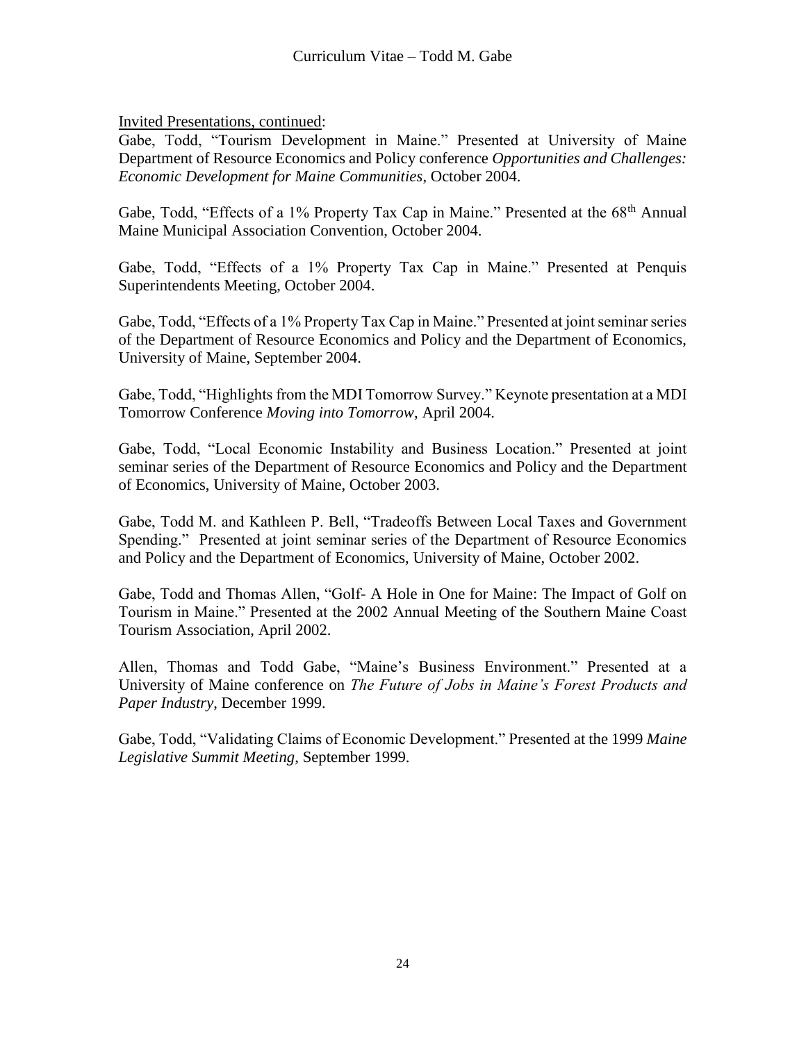Invited Presentations, continued:

Gabe, Todd, "Tourism Development in Maine." Presented at University of Maine Department of Resource Economics and Policy conference *Opportunities and Challenges: Economic Development for Maine Communities*, October 2004.

Gabe, Todd, "Effects of a 1% Property Tax Cap in Maine." Presented at the 68th Annual Maine Municipal Association Convention, October 2004.

Gabe, Todd, "Effects of a 1% Property Tax Cap in Maine." Presented at Penquis Superintendents Meeting, October 2004.

Gabe, Todd, "Effects of a 1% Property Tax Cap in Maine." Presented at joint seminar series of the Department of Resource Economics and Policy and the Department of Economics, University of Maine, September 2004.

Gabe, Todd, "Highlights from the MDI Tomorrow Survey." Keynote presentation at a MDI Tomorrow Conference *Moving into Tomorrow*, April 2004.

Gabe, Todd, "Local Economic Instability and Business Location." Presented at joint seminar series of the Department of Resource Economics and Policy and the Department of Economics, University of Maine, October 2003.

Gabe, Todd M. and Kathleen P. Bell, "Tradeoffs Between Local Taxes and Government Spending." Presented at joint seminar series of the Department of Resource Economics and Policy and the Department of Economics, University of Maine, October 2002.

Gabe, Todd and Thomas Allen, "Golf- A Hole in One for Maine: The Impact of Golf on Tourism in Maine." Presented at the 2002 Annual Meeting of the Southern Maine Coast Tourism Association, April 2002.

Allen, Thomas and Todd Gabe, "Maine's Business Environment." Presented at a University of Maine conference on *The Future of Jobs in Maine's Forest Products and Paper Industry*, December 1999.

Gabe, Todd, "Validating Claims of Economic Development." Presented at the 1999 *Maine Legislative Summit Meeting*, September 1999.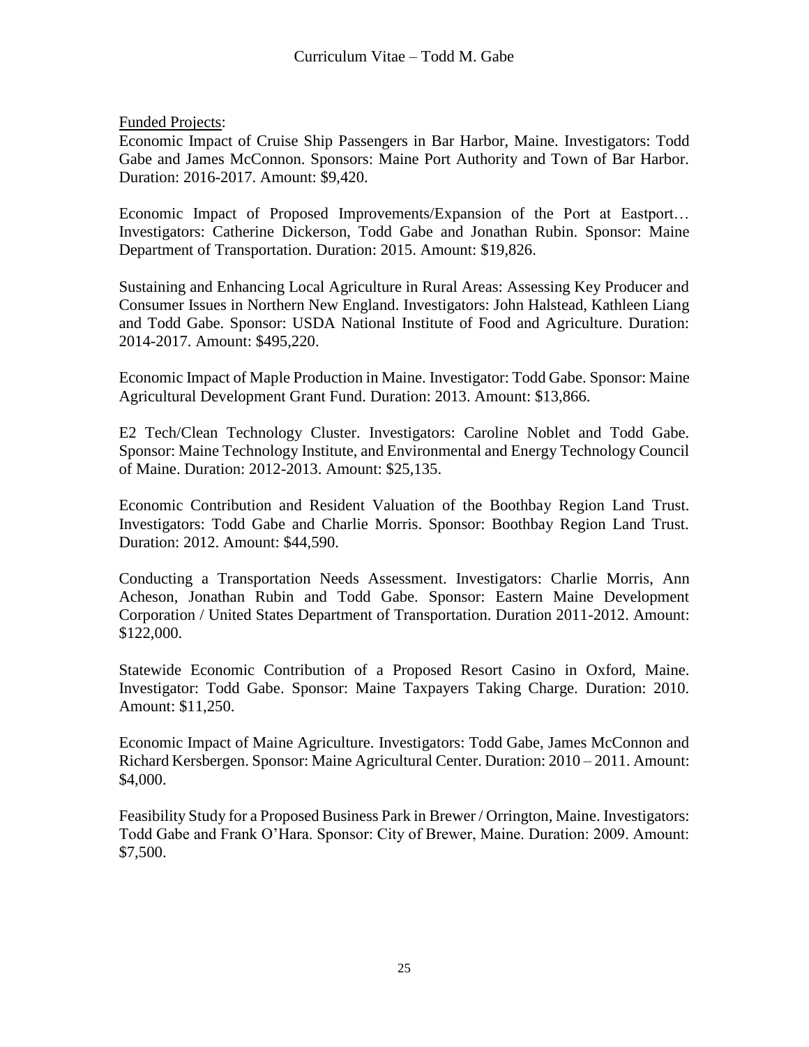<u>Funded Projects</u>:

Economic Impact of Cruise Ship Passengers in Bar Harbor, Maine. Investigators: Todd Gabe and James McConnon. Sponsors: Maine Port Authority and Town of Bar Harbor. Duration: 2016-2017. Amount: $9,420.

Economic Impact of Proposed Improvements/Expansion of the Port at Eastport… Investigators: Catherine Dickerson, Todd Gabe and Jonathan Rubin. Sponsor: Maine Department of Transportation. Duration: 2015. Amount: $19,826.

Sustaining and Enhancing Local Agriculture in Rural Areas: Assessing Key Producer and Consumer Issues in Northern New England. Investigators: John Halstead, Kathleen Liang and Todd Gabe. Sponsor: USDA National Institute of Food and Agriculture. Duration: 2014-2017. Amount: $495,220.

Economic Impact of Maple Production in Maine. Investigator: Todd Gabe. Sponsor: Maine Agricultural Development Grant Fund. Duration: 2013. Amount: $13,866.

E2 Tech/Clean Technology Cluster. Investigators: Caroline Noblet and Todd Gabe. Sponsor: Maine Technology Institute, and Environmental and Energy Technology Council of Maine. Duration: 2012-2013. Amount: $25,135.

Economic Contribution and Resident Valuation of the Boothbay Region Land Trust. Investigators: Todd Gabe and Charlie Morris. Sponsor: Boothbay Region Land Trust. Duration: 2012. Amount: $44,590.

Conducting a Transportation Needs Assessment. Investigators: Charlie Morris, Ann Acheson, Jonathan Rubin and Todd Gabe. Sponsor: Eastern Maine Development Corporation / United States Department of Transportation. Duration 2011-2012. Amount: $122,000.

Statewide Economic Contribution of a Proposed Resort Casino in Oxford, Maine. Investigator: Todd Gabe. Sponsor: Maine Taxpayers Taking Charge. Duration: 2010. Amount: $11,250.

Economic Impact of Maine Agriculture. Investigators: Todd Gabe, James McConnon and Richard Kersbergen. Sponsor: Maine Agricultural Center. Duration: 2010 – 2011. Amount: $4,000.

Feasibility Study for a Proposed Business Park in Brewer / Orrington, Maine. Investigators: Todd Gabe and Frank O'Hara. Sponsor: City of Brewer, Maine. Duration: 2009. Amount: $7,500.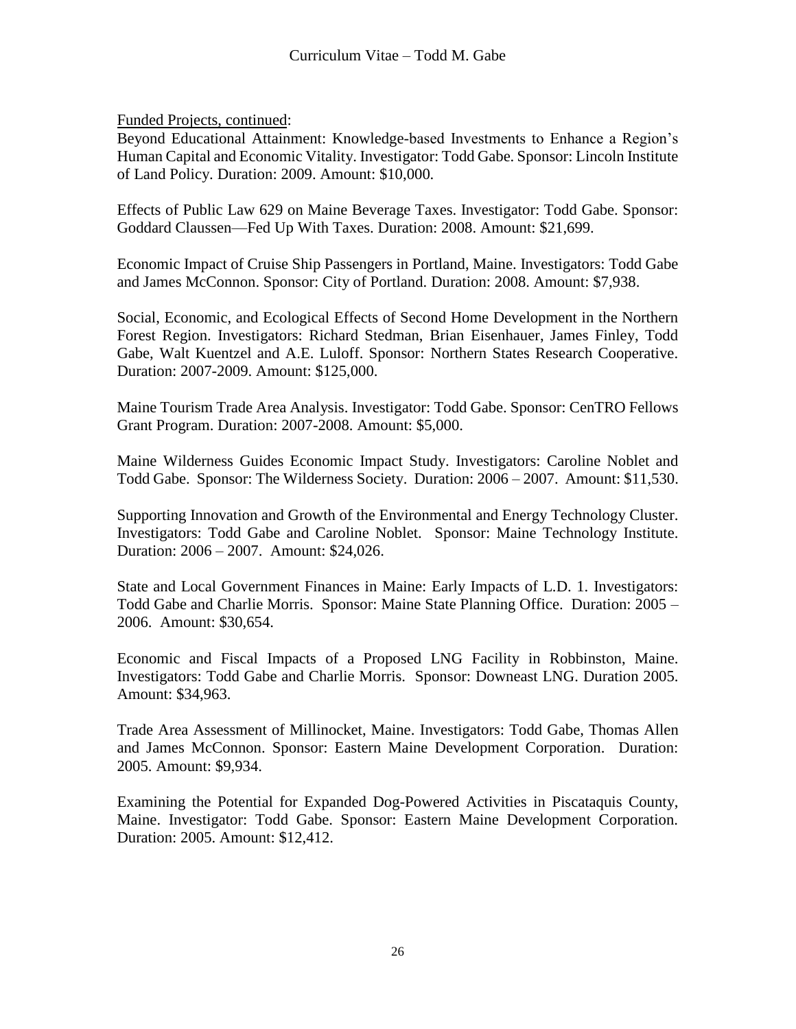<u>Funded Projects, continued</u>:

Beyond Educational Attainment: Knowledge-based Investments to Enhance a Region's Human Capital and Economic Vitality. Investigator: Todd Gabe. Sponsor: Lincoln Institute of Land Policy. Duration: 2009. Amount: $10,000.

Effects of Public Law 629 on Maine Beverage Taxes. Investigator: Todd Gabe. Sponsor: Goddard Claussen—Fed Up With Taxes. Duration: 2008. Amount: $21,699.

Economic Impact of Cruise Ship Passengers in Portland, Maine. Investigators: Todd Gabe and James McConnon. Sponsor: City of Portland. Duration: 2008. Amount: $7,938.

Social, Economic, and Ecological Effects of Second Home Development in the Northern Forest Region. Investigators: Richard Stedman, Brian Eisenhauer, James Finley, Todd Gabe, Walt Kuentzel and A.E. Luloff. Sponsor: Northern States Research Cooperative. Duration: 2007-2009. Amount: $125,000.

Maine Tourism Trade Area Analysis. Investigator: Todd Gabe. Sponsor: CenTRO Fellows Grant Program. Duration: 2007-2008. Amount: $5,000.

Maine Wilderness Guides Economic Impact Study. Investigators: Caroline Noblet and Todd Gabe. Sponsor: The Wilderness Society. Duration: 2006 – 2007. Amount: $11,530.

Supporting Innovation and Growth of the Environmental and Energy Technology Cluster. Investigators: Todd Gabe and Caroline Noblet. Sponsor: Maine Technology Institute. Duration: 2006 – 2007. Amount: $24,026.

State and Local Government Finances in Maine: Early Impacts of L.D. 1. Investigators: Todd Gabe and Charlie Morris. Sponsor: Maine State Planning Office. Duration: 2005 – 2006. Amount: $30,654.

Economic and Fiscal Impacts of a Proposed LNG Facility in Robbinston, Maine. Investigators: Todd Gabe and Charlie Morris. Sponsor: Downeast LNG. Duration 2005. Amount: $34,963.

Trade Area Assessment of Millinocket, Maine. Investigators: Todd Gabe, Thomas Allen and James McConnon. Sponsor: Eastern Maine Development Corporation. Duration: 2005. Amount: $9,934.

Examining the Potential for Expanded Dog-Powered Activities in Piscataquis County, Maine. Investigator: Todd Gabe. Sponsor: Eastern Maine Development Corporation. Duration: 2005. Amount: $12,412.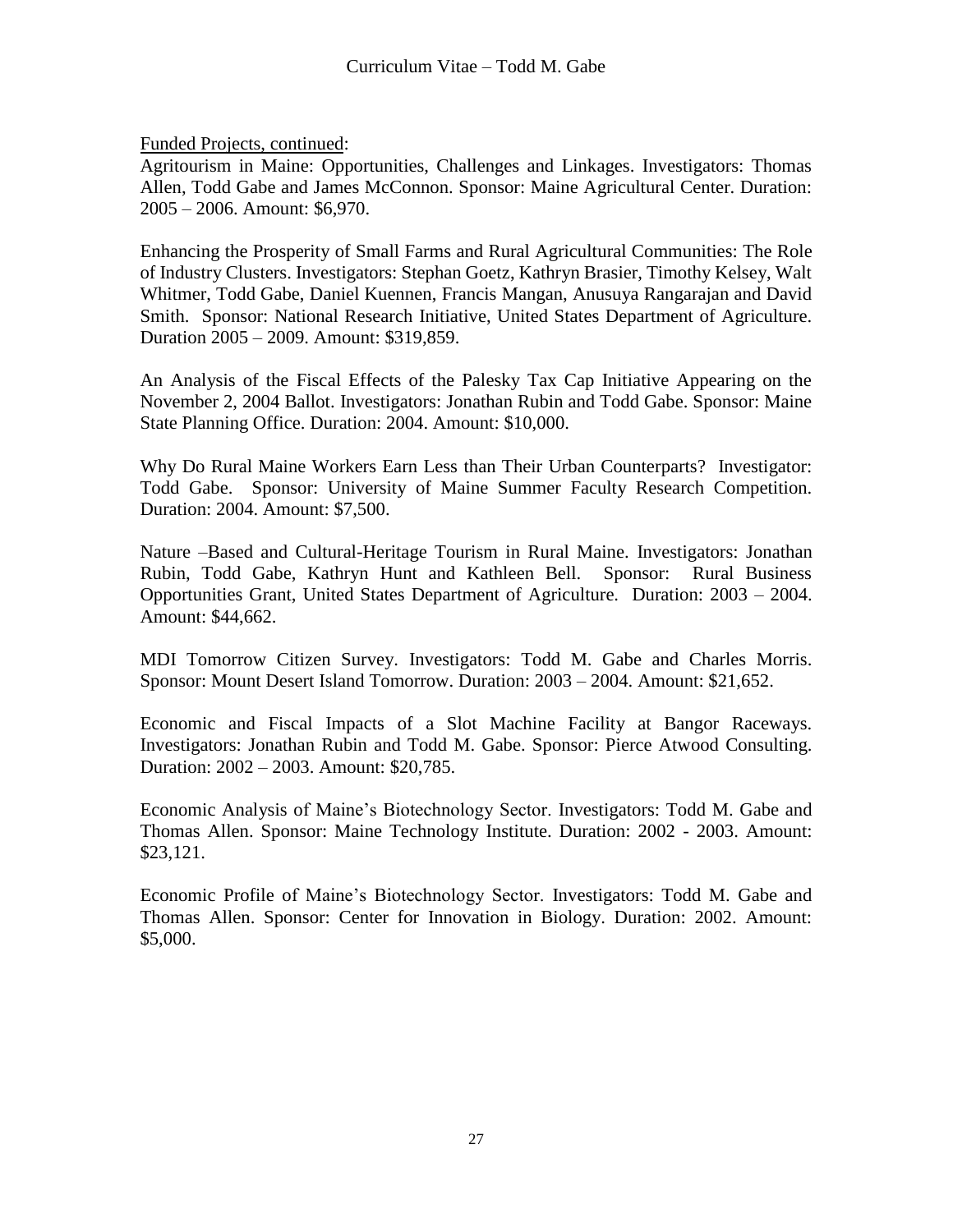Funded Projects, continued:

Agritourism in Maine: Opportunities, Challenges and Linkages. Investigators: Thomas Allen, Todd Gabe and James McConnon. Sponsor: Maine Agricultural Center. Duration: 2005 – 2006. Amount: $6,970.

Enhancing the Prosperity of Small Farms and Rural Agricultural Communities: The Role of Industry Clusters. Investigators: Stephan Goetz, Kathryn Brasier, Timothy Kelsey, Walt Whitmer, Todd Gabe, Daniel Kuennen, Francis Mangan, Anusuya Rangarajan and David Smith. Sponsor: National Research Initiative, United States Department of Agriculture. Duration 2005 – 2009. Amount: $319,859.

An Analysis of the Fiscal Effects of the Palesky Tax Cap Initiative Appearing on the November 2, 2004 Ballot. Investigators: Jonathan Rubin and Todd Gabe. Sponsor: Maine State Planning Office. Duration: 2004. Amount: $10,000.

Why Do Rural Maine Workers Earn Less than Their Urban Counterparts? Investigator: Todd Gabe. Sponsor: University of Maine Summer Faculty Research Competition. Duration: 2004. Amount: $7,500.

Nature –Based and Cultural-Heritage Tourism in Rural Maine. Investigators: Jonathan Rubin, Todd Gabe, Kathryn Hunt and Kathleen Bell. Sponsor: Rural Business Opportunities Grant, United States Department of Agriculture. Duration: 2003 – 2004. Amount: $44,662.

MDI Tomorrow Citizen Survey. Investigators: Todd M. Gabe and Charles Morris. Sponsor: Mount Desert Island Tomorrow. Duration: 2003 – 2004. Amount: $21,652.

Economic and Fiscal Impacts of a Slot Machine Facility at Bangor Raceways. Investigators: Jonathan Rubin and Todd M. Gabe. Sponsor: Pierce Atwood Consulting. Duration: 2002 – 2003. Amount: $20,785.

Economic Analysis of Maine's Biotechnology Sector. Investigators: Todd M. Gabe and Thomas Allen. Sponsor: Maine Technology Institute. Duration: 2002 - 2003. Amount: $23,121.

Economic Profile of Maine's Biotechnology Sector. Investigators: Todd M. Gabe and Thomas Allen. Sponsor: Center for Innovation in Biology. Duration: 2002. Amount: $5,000.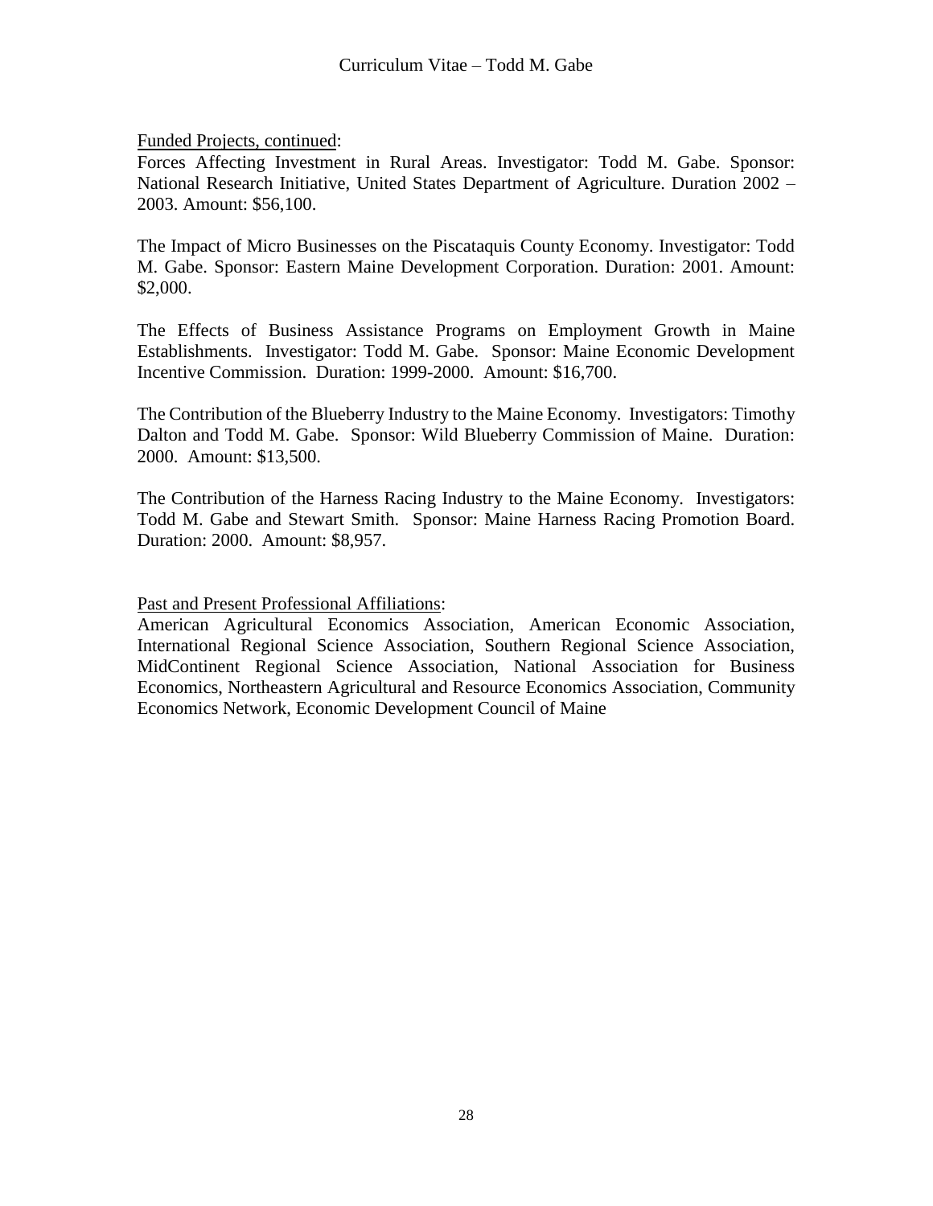Funded Projects, continued:

Forces Affecting Investment in Rural Areas. Investigator: Todd M. Gabe. Sponsor: National Research Initiative, United States Department of Agriculture. Duration 2002 – 2003. Amount: $56,100.

The Impact of Micro Businesses on the Piscataquis County Economy. Investigator: Todd M. Gabe. Sponsor: Eastern Maine Development Corporation. Duration: 2001. Amount: $2,000.

The Effects of Business Assistance Programs on Employment Growth in Maine Establishments. Investigator: Todd M. Gabe. Sponsor: Maine Economic Development Incentive Commission. Duration: 1999-2000. Amount: $16,700.

The Contribution of the Blueberry Industry to the Maine Economy. Investigators: Timothy Dalton and Todd M. Gabe. Sponsor: Wild Blueberry Commission of Maine. Duration: 2000. Amount: $13,500.

The Contribution of the Harness Racing Industry to the Maine Economy. Investigators: Todd M. Gabe and Stewart Smith. Sponsor: Maine Harness Racing Promotion Board. Duration: 2000. Amount: $8,957.

Past and Present Professional Affiliations:

American Agricultural Economics Association, American Economic Association, International Regional Science Association, Southern Regional Science Association, MidContinent Regional Science Association, National Association for Business Economics, Northeastern Agricultural and Resource Economics Association, Community Economics Network, Economic Development Council of Maine